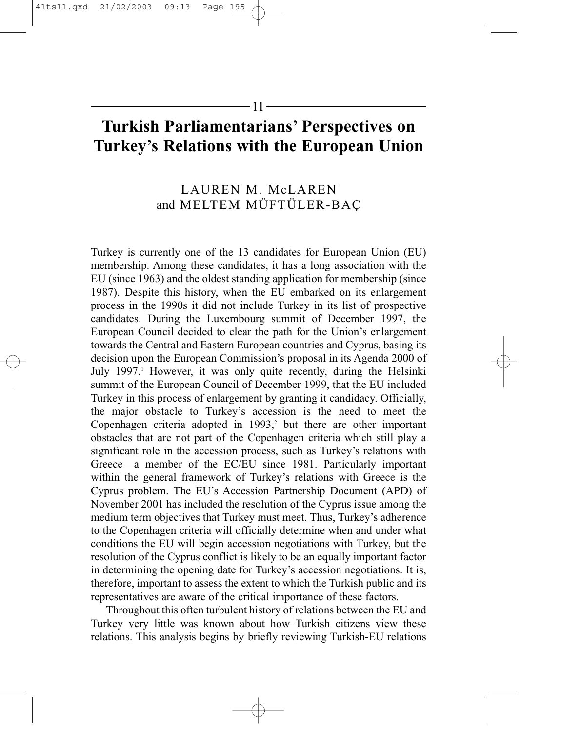11

# Turkish Parliamentarians' Perspectives on Turkey's Relations with the European Union

LAUREN M. McLAREN
and MELTEM MÜFTÜLER-BAÇ

Turkey is currently one of the 13 candidates for European Union (EU) membership. Among these candidates, it has a long association with the EU (since 1963) and the oldest standing application for membership (since 1987). Despite this history, when the EU embarked on its enlargement process in the 1990s it did not include Turkey in its list of prospective candidates. During the Luxembourg summit of December 1997, the European Council decided to clear the path for the Union's enlargement towards the Central and Eastern European countries and Cyprus, basing its decision upon the European Commission's proposal in its Agenda 2000 of July 1997.[1] However, it was only quite recently, during the Helsinki summit of the European Council of December 1999, that the EU included Turkey in this process of enlargement by granting it candidacy. Officially, the major obstacle to Turkey's accession is the need to meet the Copenhagen criteria adopted in 1993,[2] but there are other important obstacles that are not part of the Copenhagen criteria which still play a significant role in the accession process, such as Turkey's relations with Greece—a member of the EC/EU since 1981. Particularly important within the general framework of Turkey's relations with Greece is the Cyprus problem. The EU's Accession Partnership Document (APD) of November 2001 has included the resolution of the Cyprus issue among the medium term objectives that Turkey must meet. Thus, Turkey's adherence to the Copenhagen criteria will officially determine when and under what conditions the EU will begin accession negotiations with Turkey, but the resolution of the Cyprus conflict is likely to be an equally important factor in determining the opening date for Turkey's accession negotiations. It is, therefore, important to assess the extent to which the Turkish public and its representatives are aware of the critical importance of these factors.

Throughout this often turbulent history of relations between the EU and Turkey very little was known about how Turkish citizens view these relations. This analysis begins by briefly reviewing Turkish-EU relations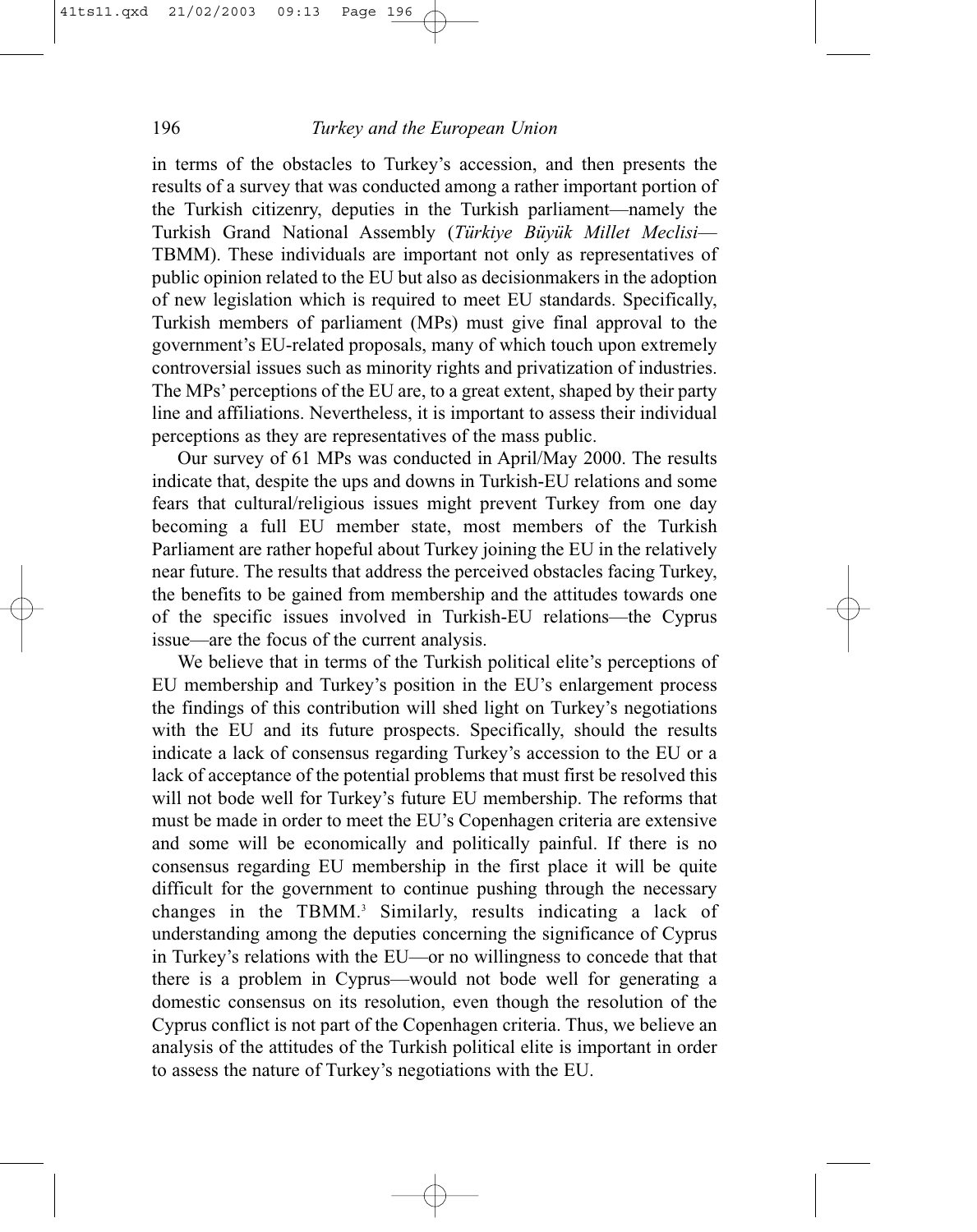in terms of the obstacles to Turkey's accession, and then presents the results of a survey that was conducted among a rather important portion of the Turkish citizenry, deputies in the Turkish parliament—namely the Turkish Grand National Assembly (*Türkiye Büyük Millet Meclisi*—TBMM). These individuals are important not only as representatives of public opinion related to the EU but also as decisionmakers in the adoption of new legislation which is required to meet EU standards. Specifically, Turkish members of parliament (MPs) must give final approval to the government's EU-related proposals, many of which touch upon extremely controversial issues such as minority rights and privatization of industries. The MPs' perceptions of the EU are, to a great extent, shaped by their party line and affiliations. Nevertheless, it is important to assess their individual perceptions as they are representatives of the mass public.

Our survey of 61 MPs was conducted in April/May 2000. The results indicate that, despite the ups and downs in Turkish-EU relations and some fears that cultural/religious issues might prevent Turkey from one day becoming a full EU member state, most members of the Turkish Parliament are rather hopeful about Turkey joining the EU in the relatively near future. The results that address the perceived obstacles facing Turkey, the benefits to be gained from membership and the attitudes towards one of the specific issues involved in Turkish-EU relations—the Cyprus issue—are the focus of the current analysis.

We believe that in terms of the Turkish political elite's perceptions of EU membership and Turkey's position in the EU's enlargement process the findings of this contribution will shed light on Turkey's negotiations with the EU and its future prospects. Specifically, should the results indicate a lack of consensus regarding Turkey's accession to the EU or a lack of acceptance of the potential problems that must first be resolved this will not bode well for Turkey's future EU membership. The reforms that must be made in order to meet the EU's Copenhagen criteria are extensive and some will be economically and politically painful. If there is no consensus regarding EU membership in the first place it will be quite difficult for the government to continue pushing through the necessary changes in the TBMM.[3] Similarly, results indicating a lack of understanding among the deputies concerning the significance of Cyprus in Turkey's relations with the EU—or no willingness to concede that that there is a problem in Cyprus—would not bode well for generating a domestic consensus on its resolution, even though the resolution of the Cyprus conflict is not part of the Copenhagen criteria. Thus, we believe an analysis of the attitudes of the Turkish political elite is important in order to assess the nature of Turkey's negotiations with the EU.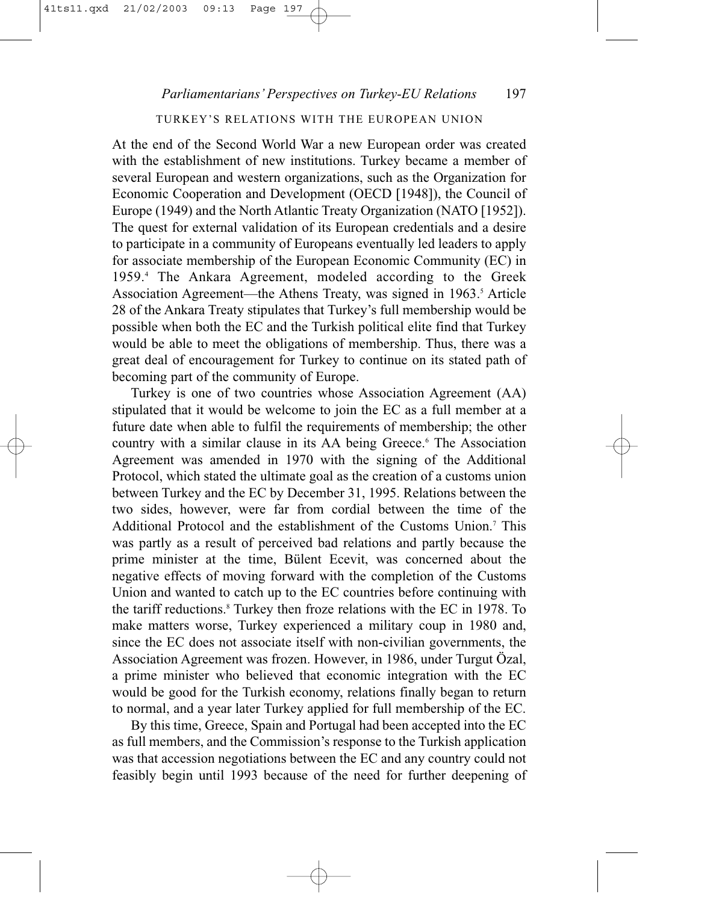## TURKEY'S RELATIONS WITH THE EUROPEAN UNION

At the end of the Second World War a new European order was created with the establishment of new institutions. Turkey became a member of several European and western organizations, such as the Organization for Economic Cooperation and Development (OECD [1948]), the Council of Europe (1949) and the North Atlantic Treaty Organization (NATO [1952]). The quest for external validation of its European credentials and a desire to participate in a community of Europeans eventually led leaders to apply for associate membership of the European Economic Community (EC) in 1959.[4] The Ankara Agreement, modeled according to the Greek Association Agreement—the Athens Treaty, was signed in 1963.[5] Article 28 of the Ankara Treaty stipulates that Turkey's full membership would be possible when both the EC and the Turkish political elite find that Turkey would be able to meet the obligations of membership. Thus, there was a great deal of encouragement for Turkey to continue on its stated path of becoming part of the community of Europe.

Turkey is one of two countries whose Association Agreement (AA) stipulated that it would be welcome to join the EC as a full member at a future date when able to fulfil the requirements of membership; the other country with a similar clause in its AA being Greece.[6] The Association Agreement was amended in 1970 with the signing of the Additional Protocol, which stated the ultimate goal as the creation of a customs union between Turkey and the EC by December 31, 1995. Relations between the two sides, however, were far from cordial between the time of the Additional Protocol and the establishment of the Customs Union.[7] This was partly as a result of perceived bad relations and partly because the prime minister at the time, Bülent Ecevit, was concerned about the negative effects of moving forward with the completion of the Customs Union and wanted to catch up to the EC countries before continuing with the tariff reductions.[8] Turkey then froze relations with the EC in 1978. To make matters worse, Turkey experienced a military coup in 1980 and, since the EC does not associate itself with non-civilian governments, the Association Agreement was frozen. However, in 1986, under Turgut Özal, a prime minister who believed that economic integration with the EC would be good for the Turkish economy, relations finally began to return to normal, and a year later Turkey applied for full membership of the EC.

By this time, Greece, Spain and Portugal had been accepted into the EC as full members, and the Commission's response to the Turkish application was that accession negotiations between the EC and any country could not feasibly begin until 1993 because of the need for further deepening of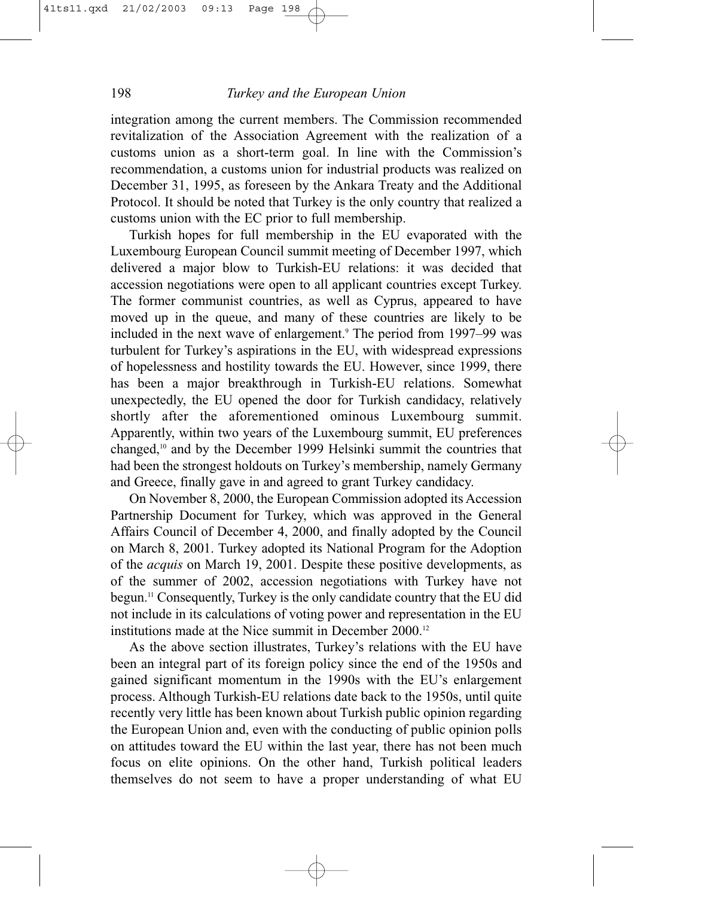integration among the current members. The Commission recommended revitalization of the Association Agreement with the realization of a customs union as a short-term goal. In line with the Commission's recommendation, a customs union for industrial products was realized on December 31, 1995, as foreseen by the Ankara Treaty and the Additional Protocol. It should be noted that Turkey is the only country that realized a customs union with the EC prior to full membership.

Turkish hopes for full membership in the EU evaporated with the Luxembourg European Council summit meeting of December 1997, which delivered a major blow to Turkish-EU relations: it was decided that accession negotiations were open to all applicant countries except Turkey. The former communist countries, as well as Cyprus, appeared to have moved up in the queue, and many of these countries are likely to be included in the next wave of enlargement.[9] The period from 1997–99 was turbulent for Turkey's aspirations in the EU, with widespread expressions of hopelessness and hostility towards the EU. However, since 1999, there has been a major breakthrough in Turkish-EU relations. Somewhat unexpectedly, the EU opened the door for Turkish candidacy, relatively shortly after the aforementioned ominous Luxembourg summit. Apparently, within two years of the Luxembourg summit, EU preferences changed,[10] and by the December 1999 Helsinki summit the countries that had been the strongest holdouts on Turkey's membership, namely Germany and Greece, finally gave in and agreed to grant Turkey candidacy.

On November 8, 2000, the European Commission adopted its Accession Partnership Document for Turkey, which was approved in the General Affairs Council of December 4, 2000, and finally adopted by the Council on March 8, 2001. Turkey adopted its National Program for the Adoption of the *acquis* on March 19, 2001. Despite these positive developments, as of the summer of 2002, accession negotiations with Turkey have not begun.[11] Consequently, Turkey is the only candidate country that the EU did not include in its calculations of voting power and representation in the EU institutions made at the Nice summit in December 2000.[12]

As the above section illustrates, Turkey's relations with the EU have been an integral part of its foreign policy since the end of the 1950s and gained significant momentum in the 1990s with the EU's enlargement process. Although Turkish-EU relations date back to the 1950s, until quite recently very little has been known about Turkish public opinion regarding the European Union and, even with the conducting of public opinion polls on attitudes toward the EU within the last year, there has not been much focus on elite opinions. On the other hand, Turkish political leaders themselves do not seem to have a proper understanding of what EU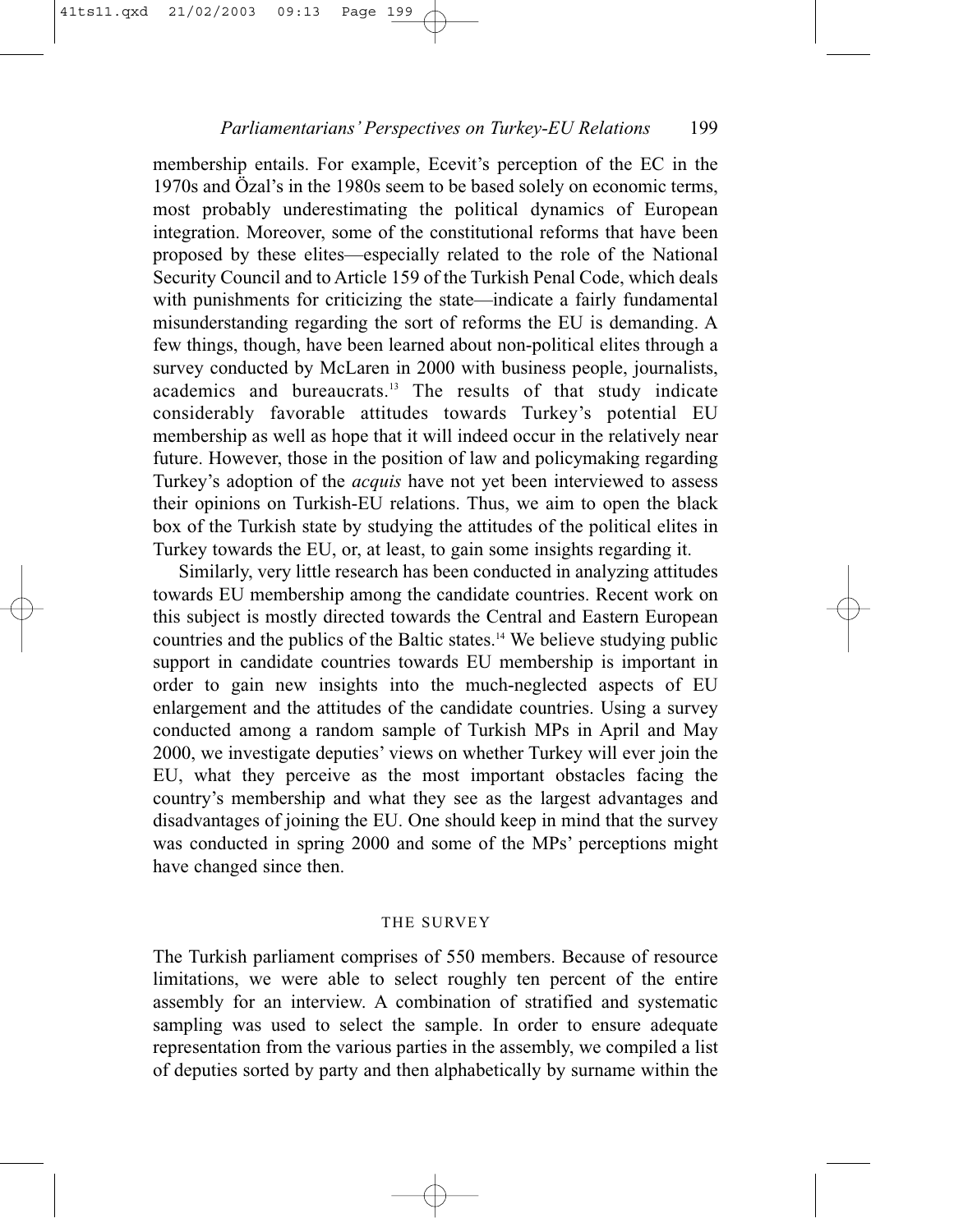membership entails. For example, Ecevit's perception of the EC in the 1970s and Özal's in the 1980s seem to be based solely on economic terms, most probably underestimating the political dynamics of European integration. Moreover, some of the constitutional reforms that have been proposed by these elites—especially related to the role of the National Security Council and to Article 159 of the Turkish Penal Code, which deals with punishments for criticizing the state—indicate a fairly fundamental misunderstanding regarding the sort of reforms the EU is demanding. A few things, though, have been learned about non-political elites through a survey conducted by McLaren in 2000 with business people, journalists, academics and bureaucrats.[13] The results of that study indicate considerably favorable attitudes towards Turkey's potential EU membership as well as hope that it will indeed occur in the relatively near future. However, those in the position of law and policymaking regarding Turkey's adoption of the *acquis* have not yet been interviewed to assess their opinions on Turkish-EU relations. Thus, we aim to open the black box of the Turkish state by studying the attitudes of the political elites in Turkey towards the EU, or, at least, to gain some insights regarding it.

Similarly, very little research has been conducted in analyzing attitudes towards EU membership among the candidate countries. Recent work on this subject is mostly directed towards the Central and Eastern European countries and the publics of the Baltic states.[14] We believe studying public support in candidate countries towards EU membership is important in order to gain new insights into the much-neglected aspects of EU enlargement and the attitudes of the candidate countries. Using a survey conducted among a random sample of Turkish MPs in April and May 2000, we investigate deputies' views on whether Turkey will ever join the EU, what they perceive as the most important obstacles facing the country's membership and what they see as the largest advantages and disadvantages of joining the EU. One should keep in mind that the survey was conducted in spring 2000 and some of the MPs' perceptions might have changed since then.

## THE SURVEY

The Turkish parliament comprises of 550 members. Because of resource limitations, we were able to select roughly ten percent of the entire assembly for an interview. A combination of stratified and systematic sampling was used to select the sample. In order to ensure adequate representation from the various parties in the assembly, we compiled a list of deputies sorted by party and then alphabetically by surname within the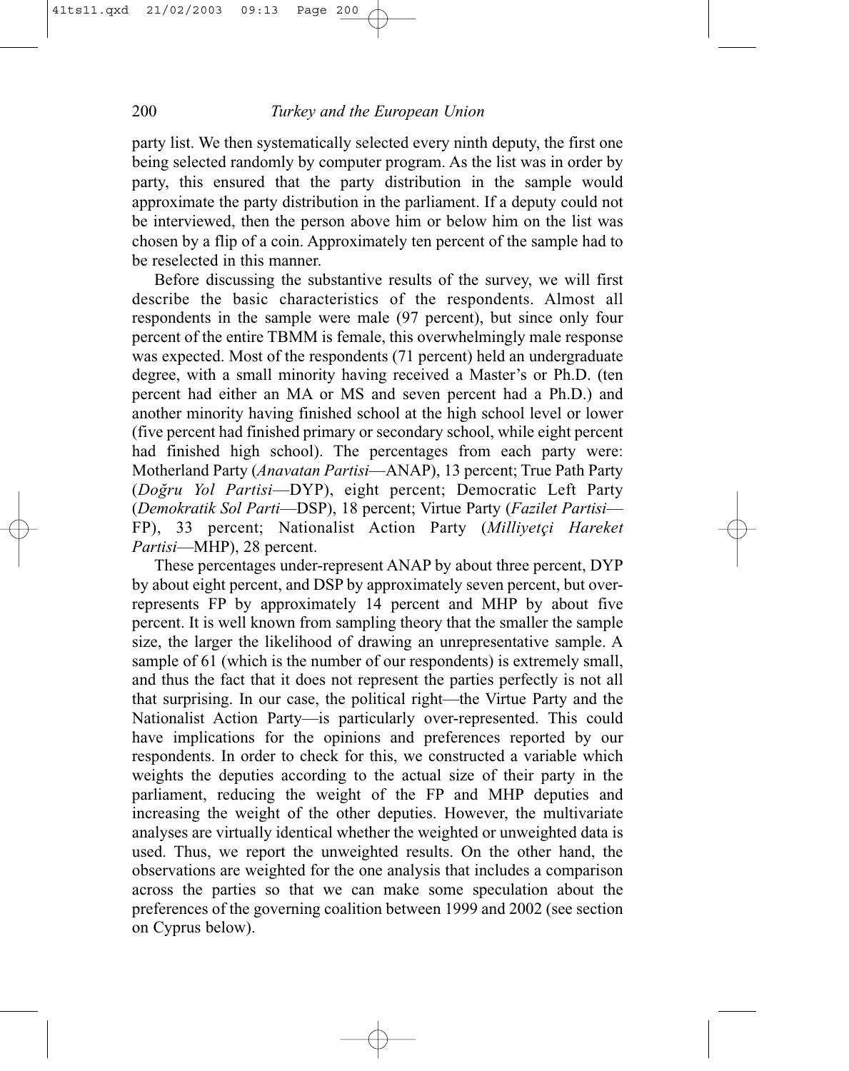party list. We then systematically selected every ninth deputy, the first one being selected randomly by computer program. As the list was in order by party, this ensured that the party distribution in the sample would approximate the party distribution in the parliament. If a deputy could not be interviewed, then the person above him or below him on the list was chosen by a flip of a coin. Approximately ten percent of the sample had to be reselected in this manner.

Before discussing the substantive results of the survey, we will first describe the basic characteristics of the respondents. Almost all respondents in the sample were male (97 percent), but since only four percent of the entire TBMM is female, this overwhelmingly male response was expected. Most of the respondents (71 percent) held an undergraduate degree, with a small minority having received a Master's or Ph.D. (ten percent had either an MA or MS and seven percent had a Ph.D.) and another minority having finished school at the high school level or lower (five percent had finished primary or secondary school, while eight percent had finished high school). The percentages from each party were: Motherland Party (*Anavatan Partisi*—ANAP), 13 percent; True Path Party (*Doğru Yol Partisi*—DYP), eight percent; Democratic Left Party (*Demokratik Sol Parti*—DSP), 18 percent; Virtue Party (*Fazilet Partisi*—FP), 33 percent; Nationalist Action Party (*Milliyetçi Hareket Partisi*—MHP), 28 percent.

These percentages under-represent ANAP by about three percent, DYP by about eight percent, and DSP by approximately seven percent, but over-represents FP by approximately 14 percent and MHP by about five percent. It is well known from sampling theory that the smaller the sample size, the larger the likelihood of drawing an unrepresentative sample. A sample of 61 (which is the number of our respondents) is extremely small, and thus the fact that it does not represent the parties perfectly is not all that surprising. In our case, the political right—the Virtue Party and the Nationalist Action Party—is particularly over-represented. This could have implications for the opinions and preferences reported by our respondents. In order to check for this, we constructed a variable which weights the deputies according to the actual size of their party in the parliament, reducing the weight of the FP and MHP deputies and increasing the weight of the other deputies. However, the multivariate analyses are virtually identical whether the weighted or unweighted data is used. Thus, we report the unweighted results. On the other hand, the observations are weighted for the one analysis that includes a comparison across the parties so that we can make some speculation about the preferences of the governing coalition between 1999 and 2002 (see section on Cyprus below).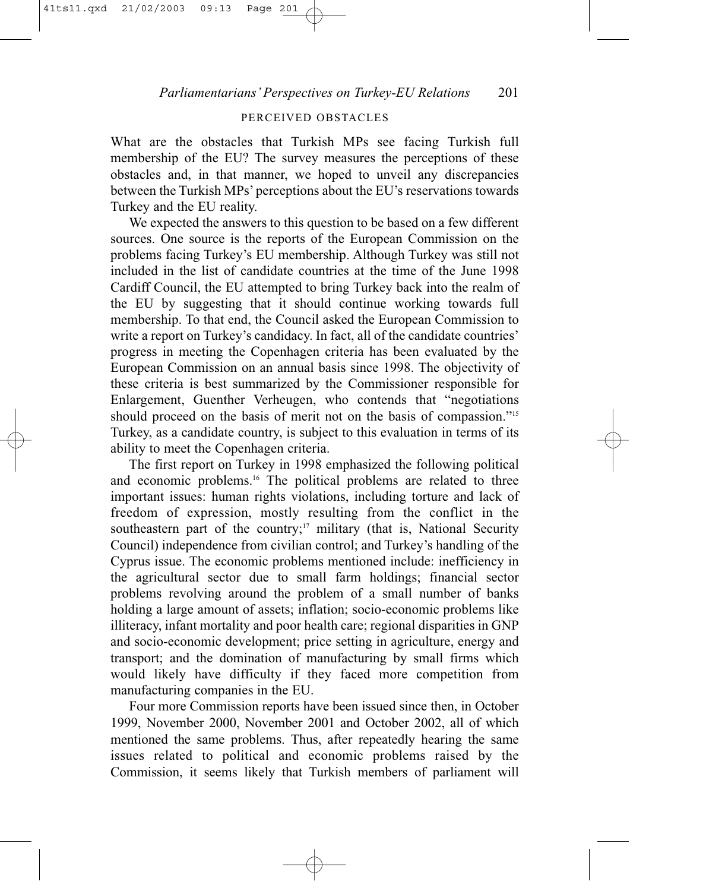## PERCEIVED OBSTACLES

What are the obstacles that Turkish MPs see facing Turkish full membership of the EU? The survey measures the perceptions of these obstacles and, in that manner, we hoped to unveil any discrepancies between the Turkish MPs' perceptions about the EU's reservations towards Turkey and the EU reality.

We expected the answers to this question to be based on a few different sources. One source is the reports of the European Commission on the problems facing Turkey's EU membership. Although Turkey was still not included in the list of candidate countries at the time of the June 1998 Cardiff Council, the EU attempted to bring Turkey back into the realm of the EU by suggesting that it should continue working towards full membership. To that end, the Council asked the European Commission to write a report on Turkey's candidacy. In fact, all of the candidate countries' progress in meeting the Copenhagen criteria has been evaluated by the European Commission on an annual basis since 1998. The objectivity of these criteria is best summarized by the Commissioner responsible for Enlargement, Guenther Verheugen, who contends that "negotiations should proceed on the basis of merit not on the basis of compassion."[15] Turkey, as a candidate country, is subject to this evaluation in terms of its ability to meet the Copenhagen criteria.

The first report on Turkey in 1998 emphasized the following political and economic problems.[16] The political problems are related to three important issues: human rights violations, including torture and lack of freedom of expression, mostly resulting from the conflict in the southeastern part of the country;[17] military (that is, National Security Council) independence from civilian control; and Turkey's handling of the Cyprus issue. The economic problems mentioned include: inefficiency in the agricultural sector due to small farm holdings; financial sector problems revolving around the problem of a small number of banks holding a large amount of assets; inflation; socio-economic problems like illiteracy, infant mortality and poor health care; regional disparities in GNP and socio-economic development; price setting in agriculture, energy and transport; and the domination of manufacturing by small firms which would likely have difficulty if they faced more competition from manufacturing companies in the EU.

Four more Commission reports have been issued since then, in October 1999, November 2000, November 2001 and October 2002, all of which mentioned the same problems. Thus, after repeatedly hearing the same issues related to political and economic problems raised by the Commission, it seems likely that Turkish members of parliament will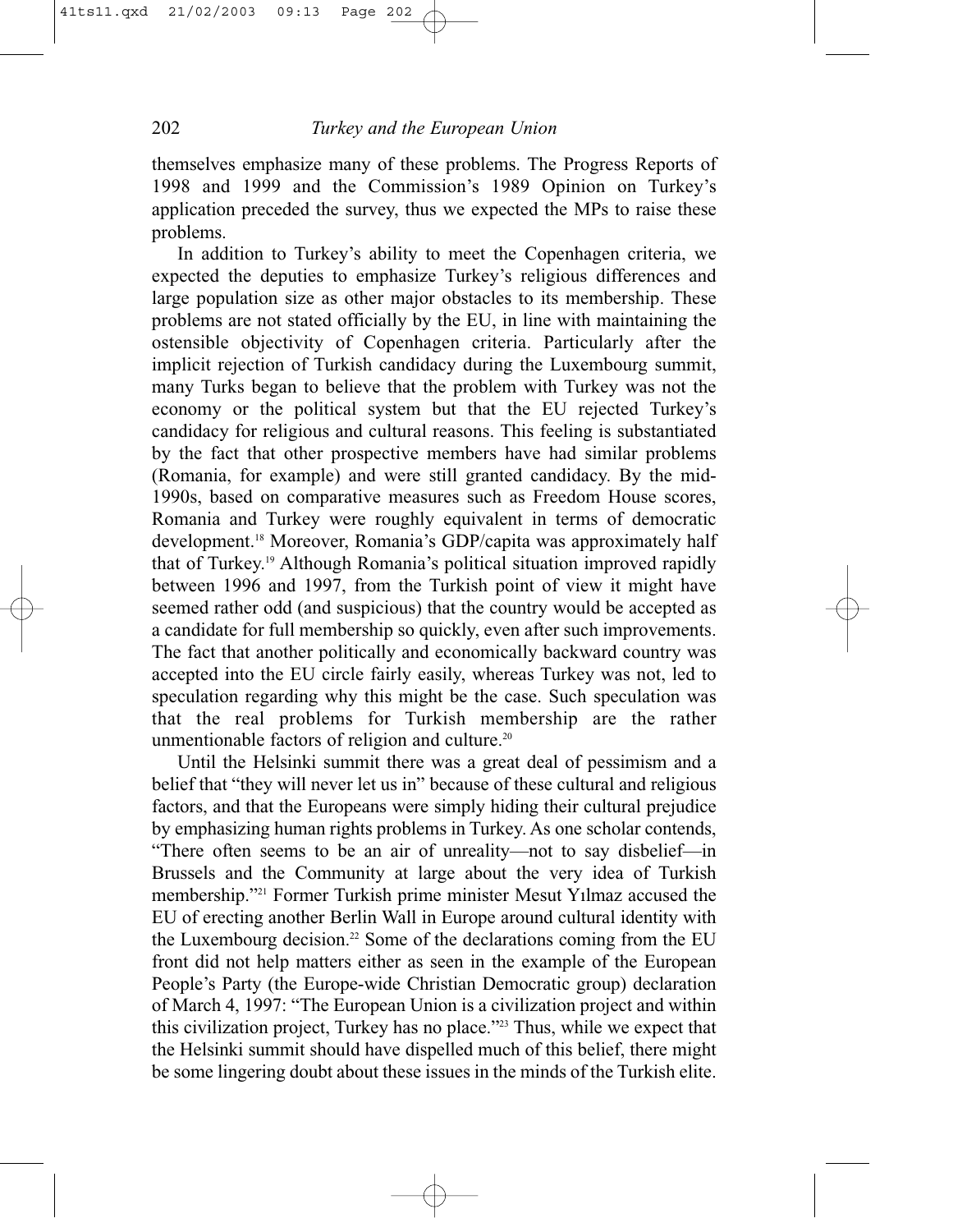themselves emphasize many of these problems. The Progress Reports of 1998 and 1999 and the Commission's 1989 Opinion on Turkey's application preceded the survey, thus we expected the MPs to raise these problems.

In addition to Turkey's ability to meet the Copenhagen criteria, we expected the deputies to emphasize Turkey's religious differences and large population size as other major obstacles to its membership. These problems are not stated officially by the EU, in line with maintaining the ostensible objectivity of Copenhagen criteria. Particularly after the implicit rejection of Turkish candidacy during the Luxembourg summit, many Turks began to believe that the problem with Turkey was not the economy or the political system but that the EU rejected Turkey's candidacy for religious and cultural reasons. This feeling is substantiated by the fact that other prospective members have had similar problems (Romania, for example) and were still granted candidacy. By the mid-1990s, based on comparative measures such as Freedom House scores, Romania and Turkey were roughly equivalent in terms of democratic development.[18] Moreover, Romania's GDP/capita was approximately half that of Turkey.[19] Although Romania's political situation improved rapidly between 1996 and 1997, from the Turkish point of view it might have seemed rather odd (and suspicious) that the country would be accepted as a candidate for full membership so quickly, even after such improvements. The fact that another politically and economically backward country was accepted into the EU circle fairly easily, whereas Turkey was not, led to speculation regarding why this might be the case. Such speculation was that the real problems for Turkish membership are the rather unmentionable factors of religion and culture.[20]

Until the Helsinki summit there was a great deal of pessimism and a belief that "they will never let us in" because of these cultural and religious factors, and that the Europeans were simply hiding their cultural prejudice by emphasizing human rights problems in Turkey. As one scholar contends, "There often seems to be an air of unreality—not to say disbelief—in Brussels and the Community at large about the very idea of Turkish membership."[21] Former Turkish prime minister Mesut Yılmaz accused the EU of erecting another Berlin Wall in Europe around cultural identity with the Luxembourg decision.[22] Some of the declarations coming from the EU front did not help matters either as seen in the example of the European People's Party (the Europe-wide Christian Democratic group) declaration of March 4, 1997: "The European Union is a civilization project and within this civilization project, Turkey has no place."[23] Thus, while we expect that the Helsinki summit should have dispelled much of this belief, there might be some lingering doubt about these issues in the minds of the Turkish elite.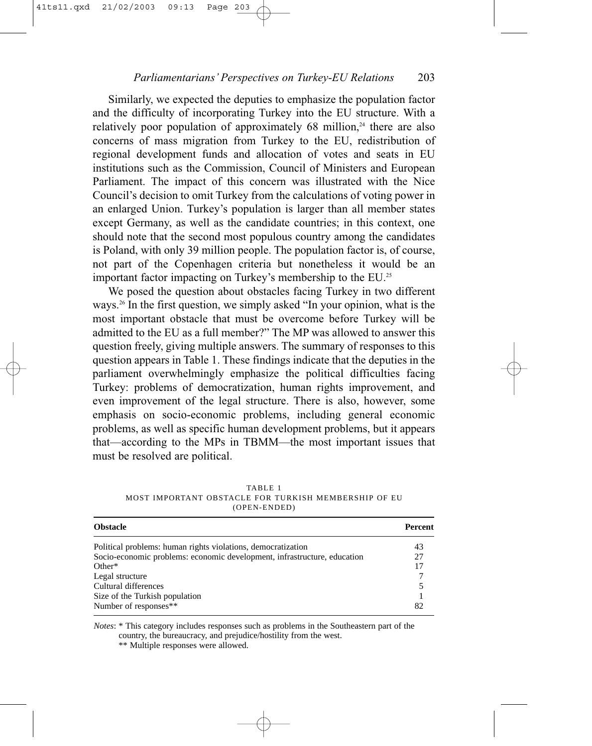Similarly, we expected the deputies to emphasize the population factor and the difficulty of incorporating Turkey into the EU structure. With a relatively poor population of approximately 68 million,[24] there are also concerns of mass migration from Turkey to the EU, redistribution of regional development funds and allocation of votes and seats in EU institutions such as the Commission, Council of Ministers and European Parliament. The impact of this concern was illustrated with the Nice Council's decision to omit Turkey from the calculations of voting power in an enlarged Union. Turkey's population is larger than all member states except Germany, as well as the candidate countries; in this context, one should note that the second most populous country among the candidates is Poland, with only 39 million people. The population factor is, of course, not part of the Copenhagen criteria but nonetheless it would be an important factor impacting on Turkey's membership to the EU.[25]

We posed the question about obstacles facing Turkey in two different ways.[26] In the first question, we simply asked "In your opinion, what is the most important obstacle that must be overcome before Turkey will be admitted to the EU as a full member?" The MP was allowed to answer this question freely, giving multiple answers. The summary of responses to this question appears in Table 1. These findings indicate that the deputies in the parliament overwhelmingly emphasize the political difficulties facing Turkey: problems of democratization, human rights improvement, and even improvement of the legal structure. There is also, however, some emphasis on socio-economic problems, including general economic problems, as well as specific human development problems, but it appears that—according to the MPs in TBMM—the most important issues that must be resolved are political.

TABLE 1
MOST IMPORTANT OBSTACLE FOR TURKISH MEMBERSHIP OF EU (OPEN-ENDED)

| Obstacle | Percent |
|---|---|
| Political problems: human rights violations, democratization | 43 |
| Socio-economic problems: economic development, infrastructure, education | 27 |
| Other* | 17 |
| Legal structure | 7 |
| Cultural differences | 5 |
| Size of the Turkish population | 1 |
| Number of responses** | 82 |

*Notes*: * This category includes responses such as problems in the Southeastern part of the country, the bureaucracy, and prejudice/hostility from the west.
** Multiple responses were allowed.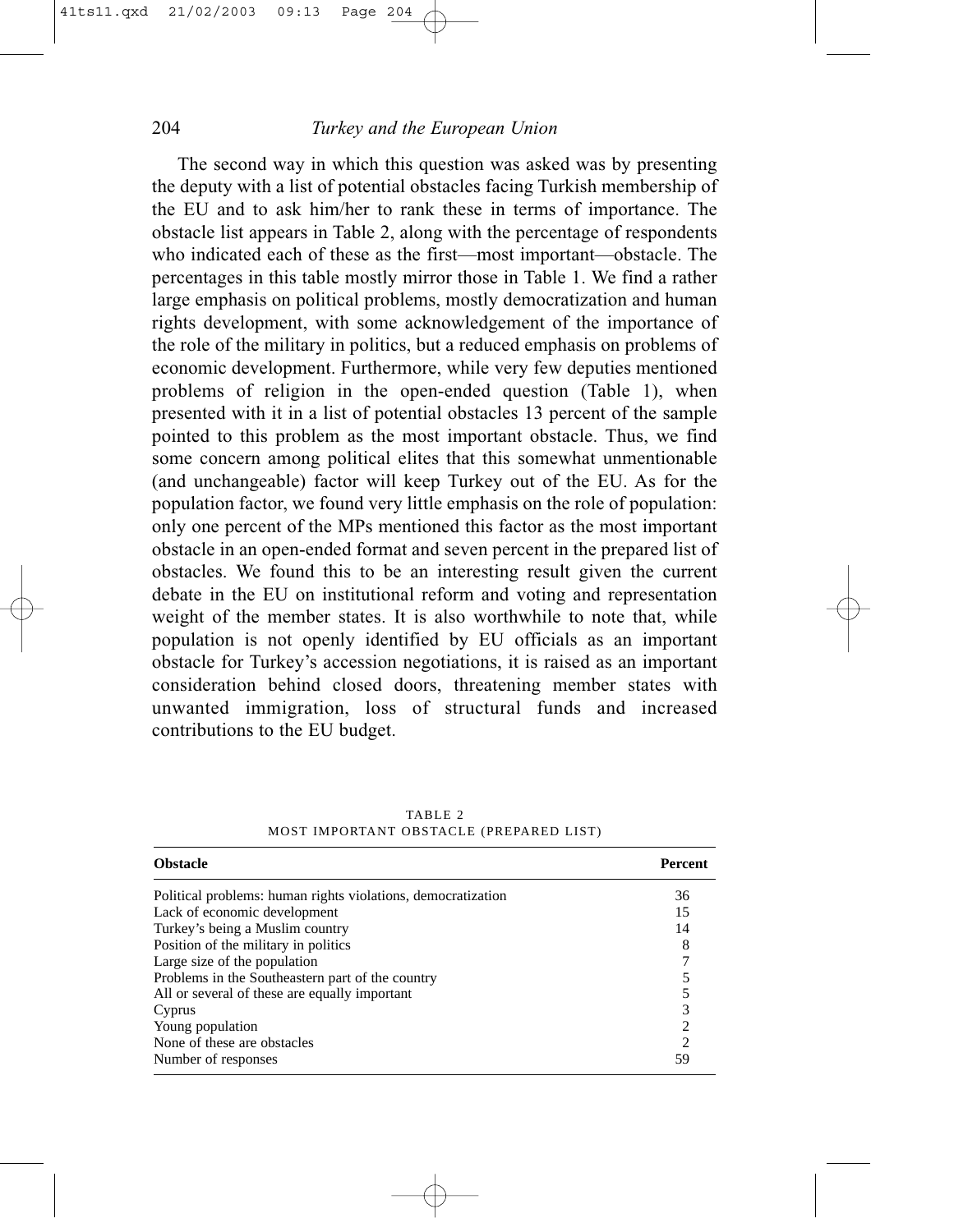The second way in which this question was asked was by presenting the deputy with a list of potential obstacles facing Turkish membership of the EU and to ask him/her to rank these in terms of importance. The obstacle list appears in Table 2, along with the percentage of respondents who indicated each of these as the first—most important—obstacle. The percentages in this table mostly mirror those in Table 1. We find a rather large emphasis on political problems, mostly democratization and human rights development, with some acknowledgement of the importance of the role of the military in politics, but a reduced emphasis on problems of economic development. Furthermore, while very few deputies mentioned problems of religion in the open-ended question (Table 1), when presented with it in a list of potential obstacles 13 percent of the sample pointed to this problem as the most important obstacle. Thus, we find some concern among political elites that this somewhat unmentionable (and unchangeable) factor will keep Turkey out of the EU. As for the population factor, we found very little emphasis on the role of population: only one percent of the MPs mentioned this factor as the most important obstacle in an open-ended format and seven percent in the prepared list of obstacles. We found this to be an interesting result given the current debate in the EU on institutional reform and voting and representation weight of the member states. It is also worthwhile to note that, while population is not openly identified by EU officials as an important obstacle for Turkey's accession negotiations, it is raised as an important consideration behind closed doors, threatening member states with unwanted immigration, loss of structural funds and increased contributions to the EU budget.

TABLE 2
MOST IMPORTANT OBSTACLE (PREPARED LIST)

| Obstacle | Percent |
|---|---|
| Political problems: human rights violations, democratization | 36 |
| Lack of economic development | 15 |
| Turkey's being a Muslim country | 14 |
| Position of the military in politics | 8 |
| Large size of the population | 7 |
| Problems in the Southeastern part of the country | 5 |
| All or several of these are equally important | 5 |
| Cyprus | 3 |
| Young population | 2 |
| None of these are obstacles | 2 |
| Number of responses | 59 |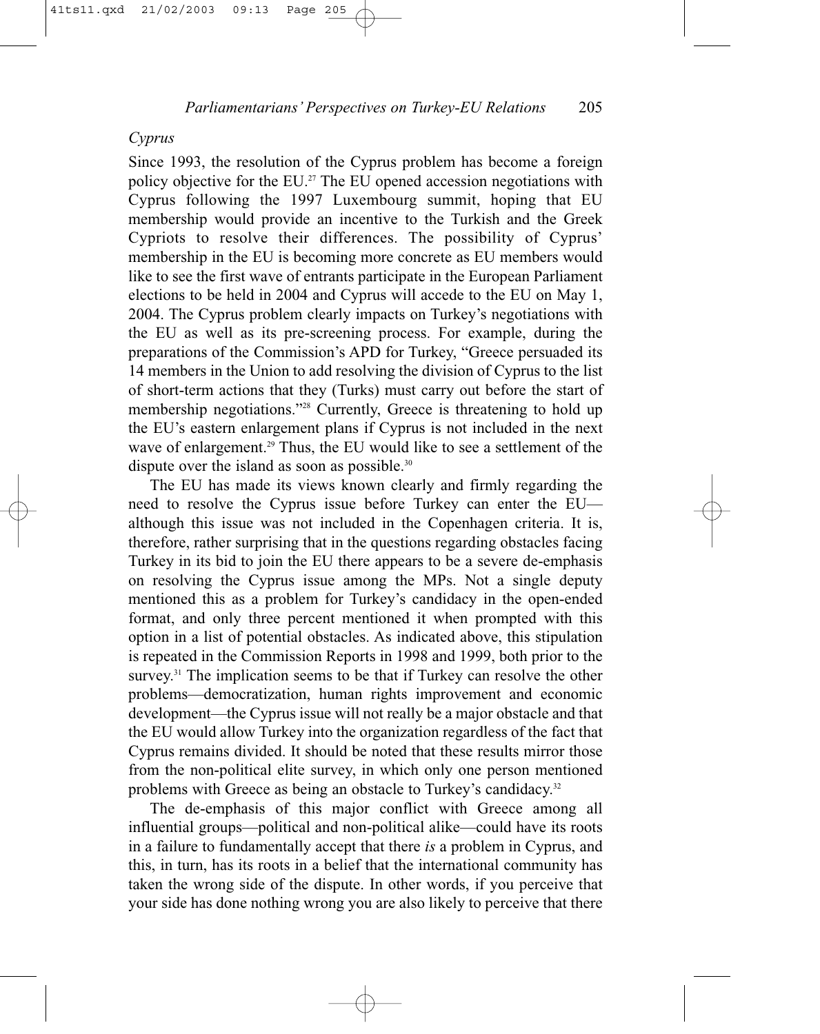*Cyprus*

Since 1993, the resolution of the Cyprus problem has become a foreign policy objective for the EU.[27] The EU opened accession negotiations with Cyprus following the 1997 Luxembourg summit, hoping that EU membership would provide an incentive to the Turkish and the Greek Cypriots to resolve their differences. The possibility of Cyprus' membership in the EU is becoming more concrete as EU members would like to see the first wave of entrants participate in the European Parliament elections to be held in 2004 and Cyprus will accede to the EU on May 1, 2004. The Cyprus problem clearly impacts on Turkey's negotiations with the EU as well as its pre-screening process. For example, during the preparations of the Commission's APD for Turkey, "Greece persuaded its 14 members in the Union to add resolving the division of Cyprus to the list of short-term actions that they (Turks) must carry out before the start of membership negotiations."[28] Currently, Greece is threatening to hold up the EU's eastern enlargement plans if Cyprus is not included in the next wave of enlargement.[29] Thus, the EU would like to see a settlement of the dispute over the island as soon as possible.[30]

The EU has made its views known clearly and firmly regarding the need to resolve the Cyprus issue before Turkey can enter the EU—although this issue was not included in the Copenhagen criteria. It is, therefore, rather surprising that in the questions regarding obstacles facing Turkey in its bid to join the EU there appears to be a severe de-emphasis on resolving the Cyprus issue among the MPs. Not a single deputy mentioned this as a problem for Turkey's candidacy in the open-ended format, and only three percent mentioned it when prompted with this option in a list of potential obstacles. As indicated above, this stipulation is repeated in the Commission Reports in 1998 and 1999, both prior to the survey.[31] The implication seems to be that if Turkey can resolve the other problems—democratization, human rights improvement and economic development—the Cyprus issue will not really be a major obstacle and that the EU would allow Turkey into the organization regardless of the fact that Cyprus remains divided. It should be noted that these results mirror those from the non-political elite survey, in which only one person mentioned problems with Greece as being an obstacle to Turkey's candidacy.[32]

The de-emphasis of this major conflict with Greece among all influential groups—political and non-political alike—could have its roots in a failure to fundamentally accept that there *is* a problem in Cyprus, and this, in turn, has its roots in a belief that the international community has taken the wrong side of the dispute. In other words, if you perceive that your side has done nothing wrong you are also likely to perceive that there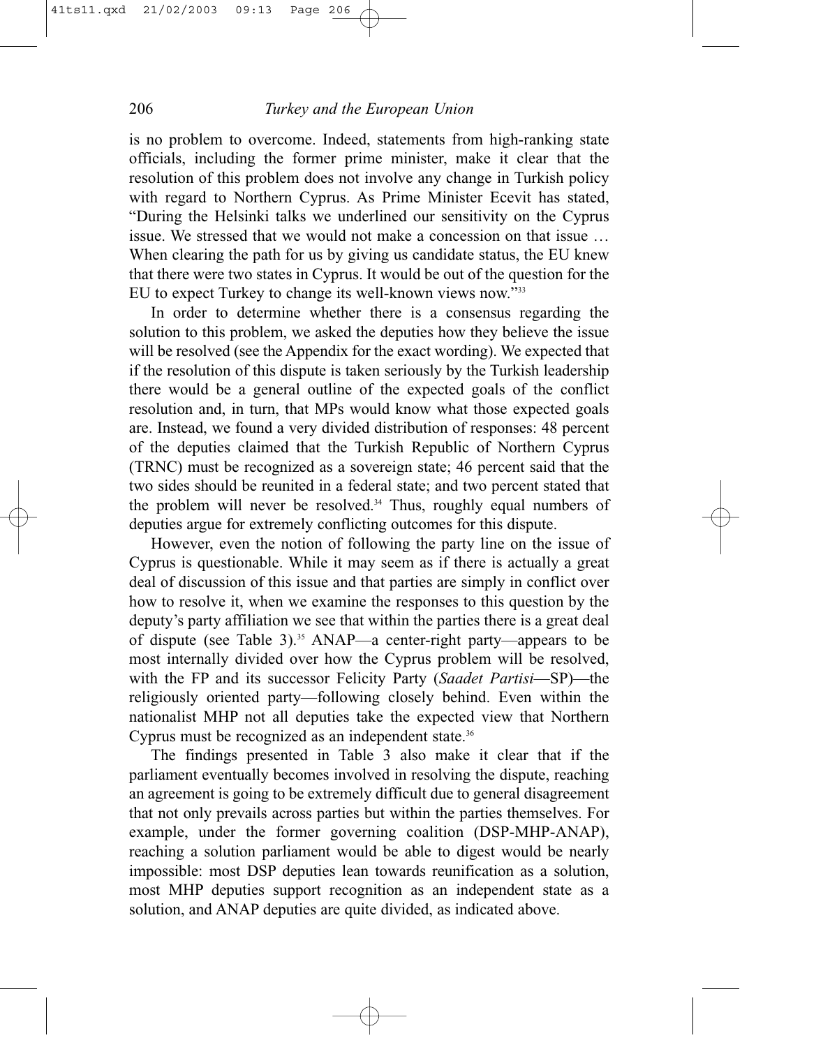is no problem to overcome. Indeed, statements from high-ranking state officials, including the former prime minister, make it clear that the resolution of this problem does not involve any change in Turkish policy with regard to Northern Cyprus. As Prime Minister Ecevit has stated, "During the Helsinki talks we underlined our sensitivity on the Cyprus issue. We stressed that we would not make a concession on that issue … When clearing the path for us by giving us candidate status, the EU knew that there were two states in Cyprus. It would be out of the question for the EU to expect Turkey to change its well-known views now."[33]

In order to determine whether there is a consensus regarding the solution to this problem, we asked the deputies how they believe the issue will be resolved (see the Appendix for the exact wording). We expected that if the resolution of this dispute is taken seriously by the Turkish leadership there would be a general outline of the expected goals of the conflict resolution and, in turn, that MPs would know what those expected goals are. Instead, we found a very divided distribution of responses: 48 percent of the deputies claimed that the Turkish Republic of Northern Cyprus (TRNC) must be recognized as a sovereign state; 46 percent said that the two sides should be reunited in a federal state; and two percent stated that the problem will never be resolved.[34] Thus, roughly equal numbers of deputies argue for extremely conflicting outcomes for this dispute.

However, even the notion of following the party line on the issue of Cyprus is questionable. While it may seem as if there is actually a great deal of discussion of this issue and that parties are simply in conflict over how to resolve it, when we examine the responses to this question by the deputy's party affiliation we see that within the parties there is a great deal of dispute (see Table 3).[35] ANAP—a center-right party—appears to be most internally divided over how the Cyprus problem will be resolved, with the FP and its successor Felicity Party (*Saadet Partisi*—SP)—the religiously oriented party—following closely behind. Even within the nationalist MHP not all deputies take the expected view that Northern Cyprus must be recognized as an independent state.[36]

The findings presented in Table 3 also make it clear that if the parliament eventually becomes involved in resolving the dispute, reaching an agreement is going to be extremely difficult due to general disagreement that not only prevails across parties but within the parties themselves. For example, under the former governing coalition (DSP-MHP-ANAP), reaching a solution parliament would be able to digest would be nearly impossible: most DSP deputies lean towards reunification as a solution, most MHP deputies support recognition as an independent state as a solution, and ANAP deputies are quite divided, as indicated above.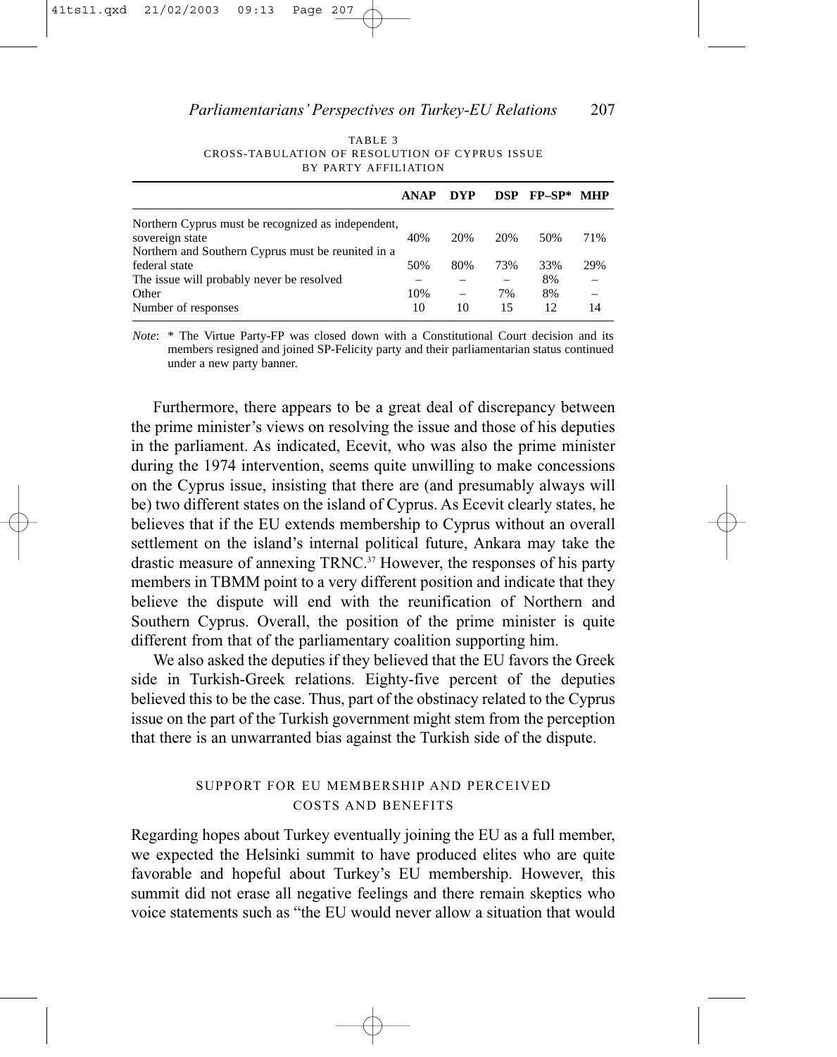TABLE 3
CROSS-TABULATION OF RESOLUTION OF CYPRUS ISSUE BY PARTY AFFILIATION

| | ANAP | DYP | DSP | FP–SP* | MHP |
|---|---|---|---|---|---|
| Northern Cyprus must be recognized as independent, sovereign state | 40% | 20% | 20% | 50% | 71% |
| Northern and Southern Cyprus must be reunited in a federal state | 50% | 80% | 73% | 33% | 29% |
| The issue will probably never be resolved | – | – | – | 8% | – |
| Other | 10% | – | 7% | 8% | – |
| Number of responses | 10 | 10 | 15 | 12 | 14 |

*Note*: * The Virtue Party-FP was closed down with a Constitutional Court decision and its members resigned and joined SP-Felicity party and their parliamentarian status continued under a new party banner.

Furthermore, there appears to be a great deal of discrepancy between the prime minister's views on resolving the issue and those of his deputies in the parliament. As indicated, Ecevit, who was also the prime minister during the 1974 intervention, seems quite unwilling to make concessions on the Cyprus issue, insisting that there are (and presumably always will be) two different states on the island of Cyprus. As Ecevit clearly states, he believes that if the EU extends membership to Cyprus without an overall settlement on the island's internal political future, Ankara may take the drastic measure of annexing TRNC.[37] However, the responses of his party members in TBMM point to a very different position and indicate that they believe the dispute will end with the reunification of Northern and Southern Cyprus. Overall, the position of the prime minister is quite different from that of the parliamentary coalition supporting him.

We also asked the deputies if they believed that the EU favors the Greek side in Turkish-Greek relations. Eighty-five percent of the deputies believed this to be the case. Thus, part of the obstinacy related to the Cyprus issue on the part of the Turkish government might stem from the perception that there is an unwarranted bias against the Turkish side of the dispute.

## SUPPORT FOR EU MEMBERSHIP AND PERCEIVED COSTS AND BENEFITS

Regarding hopes about Turkey eventually joining the EU as a full member, we expected the Helsinki summit to have produced elites who are quite favorable and hopeful about Turkey's EU membership. However, this summit did not erase all negative feelings and there remain skeptics who voice statements such as "the EU would never allow a situation that would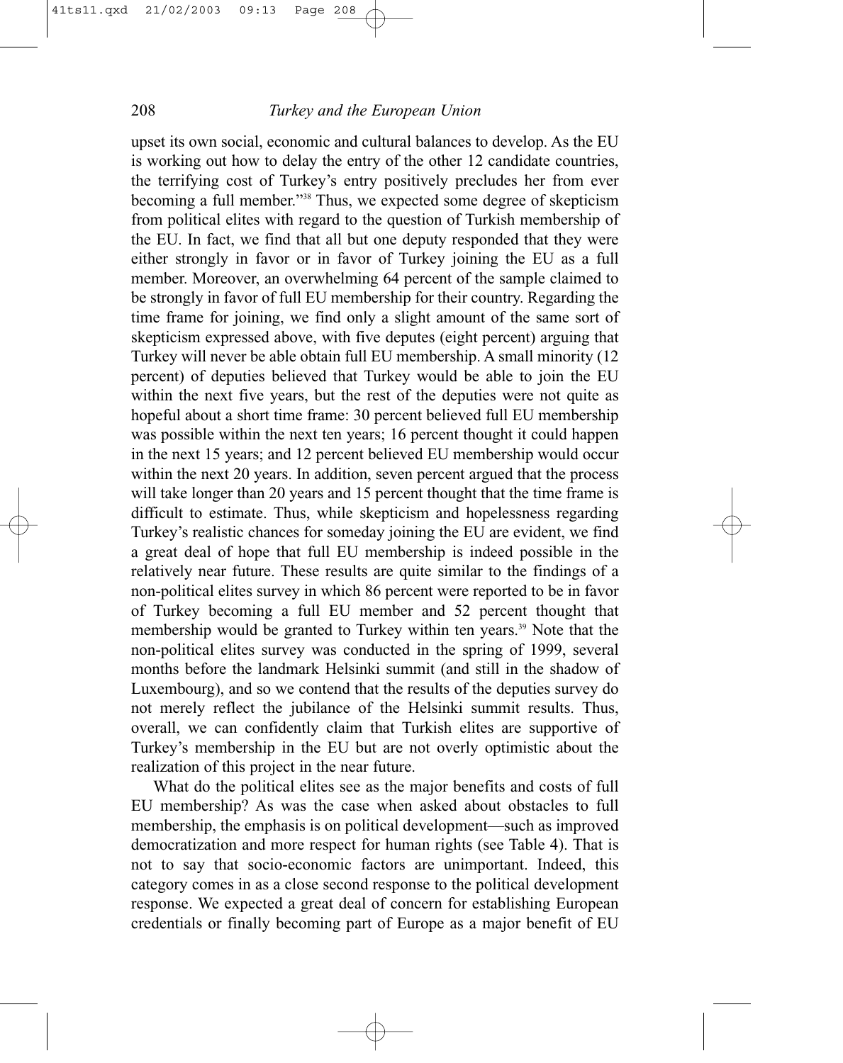upset its own social, economic and cultural balances to develop. As the EU is working out how to delay the entry of the other 12 candidate countries, the terrifying cost of Turkey's entry positively precludes her from ever becoming a full member."[38] Thus, we expected some degree of skepticism from political elites with regard to the question of Turkish membership of the EU. In fact, we find that all but one deputy responded that they were either strongly in favor or in favor of Turkey joining the EU as a full member. Moreover, an overwhelming 64 percent of the sample claimed to be strongly in favor of full EU membership for their country. Regarding the time frame for joining, we find only a slight amount of the same sort of skepticism expressed above, with five deputes (eight percent) arguing that Turkey will never be able obtain full EU membership. A small minority (12 percent) of deputies believed that Turkey would be able to join the EU within the next five years, but the rest of the deputies were not quite as hopeful about a short time frame: 30 percent believed full EU membership was possible within the next ten years; 16 percent thought it could happen in the next 15 years; and 12 percent believed EU membership would occur within the next 20 years. In addition, seven percent argued that the process will take longer than 20 years and 15 percent thought that the time frame is difficult to estimate. Thus, while skepticism and hopelessness regarding Turkey's realistic chances for someday joining the EU are evident, we find a great deal of hope that full EU membership is indeed possible in the relatively near future. These results are quite similar to the findings of a non-political elites survey in which 86 percent were reported to be in favor of Turkey becoming a full EU member and 52 percent thought that membership would be granted to Turkey within ten years.[39] Note that the non-political elites survey was conducted in the spring of 1999, several months before the landmark Helsinki summit (and still in the shadow of Luxembourg), and so we contend that the results of the deputies survey do not merely reflect the jubilance of the Helsinki summit results. Thus, overall, we can confidently claim that Turkish elites are supportive of Turkey's membership in the EU but are not overly optimistic about the realization of this project in the near future.

What do the political elites see as the major benefits and costs of full EU membership? As was the case when asked about obstacles to full membership, the emphasis is on political development—such as improved democratization and more respect for human rights (see Table 4). That is not to say that socio-economic factors are unimportant. Indeed, this category comes in as a close second response to the political development response. We expected a great deal of concern for establishing European credentials or finally becoming part of Europe as a major benefit of EU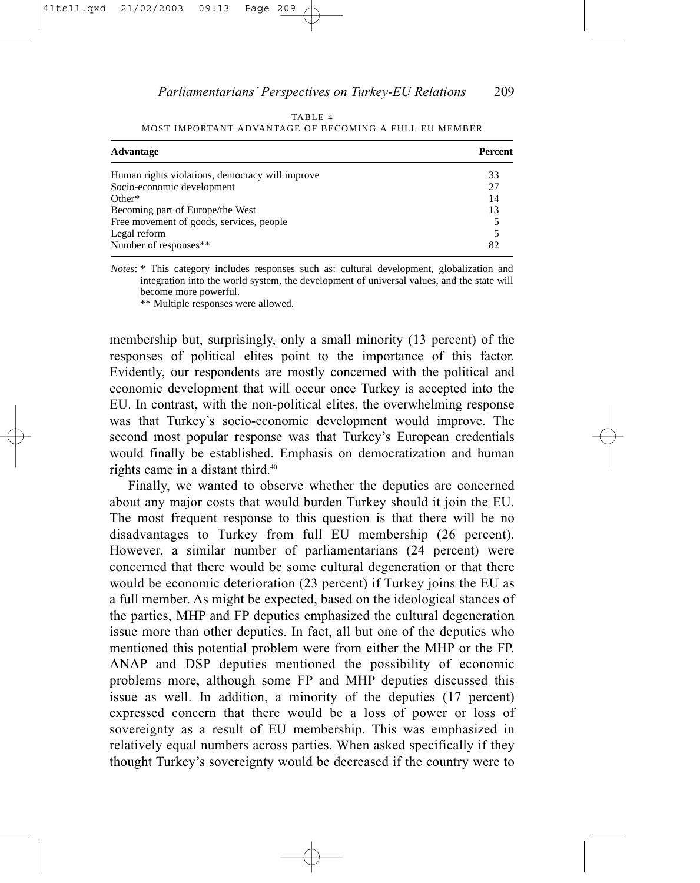TABLE 4
MOST IMPORTANT ADVANTAGE OF BECOMING A FULL EU MEMBER

| Advantage | Percent |
|---|---|
| Human rights violations, democracy will improve | 33 |
| Socio-economic development | 27 |
| Other* | 14 |
| Becoming part of Europe/the West | 13 |
| Free movement of goods, services, people | 5 |
| Legal reform | 5 |
| Number of responses** | 82 |

*Notes*: * This category includes responses such as: cultural development, globalization and integration into the world system, the development of universal values, and the state will become more powerful.
** Multiple responses were allowed.

membership but, surprisingly, only a small minority (13 percent) of the responses of political elites point to the importance of this factor. Evidently, our respondents are mostly concerned with the political and economic development that will occur once Turkey is accepted into the EU. In contrast, with the non-political elites, the overwhelming response was that Turkey's socio-economic development would improve. The second most popular response was that Turkey's European credentials would finally be established. Emphasis on democratization and human rights came in a distant third.[40]

Finally, we wanted to observe whether the deputies are concerned about any major costs that would burden Turkey should it join the EU. The most frequent response to this question is that there will be no disadvantages to Turkey from full EU membership (26 percent). However, a similar number of parliamentarians (24 percent) were concerned that there would be some cultural degeneration or that there would be economic deterioration (23 percent) if Turkey joins the EU as a full member. As might be expected, based on the ideological stances of the parties, MHP and FP deputies emphasized the cultural degeneration issue more than other deputies. In fact, all but one of the deputies who mentioned this potential problem were from either the MHP or the FP. ANAP and DSP deputies mentioned the possibility of economic problems more, although some FP and MHP deputies discussed this issue as well. In addition, a minority of the deputies (17 percent) expressed concern that there would be a loss of power or loss of sovereignty as a result of EU membership. This was emphasized in relatively equal numbers across parties. When asked specifically if they thought Turkey's sovereignty would be decreased if the country were to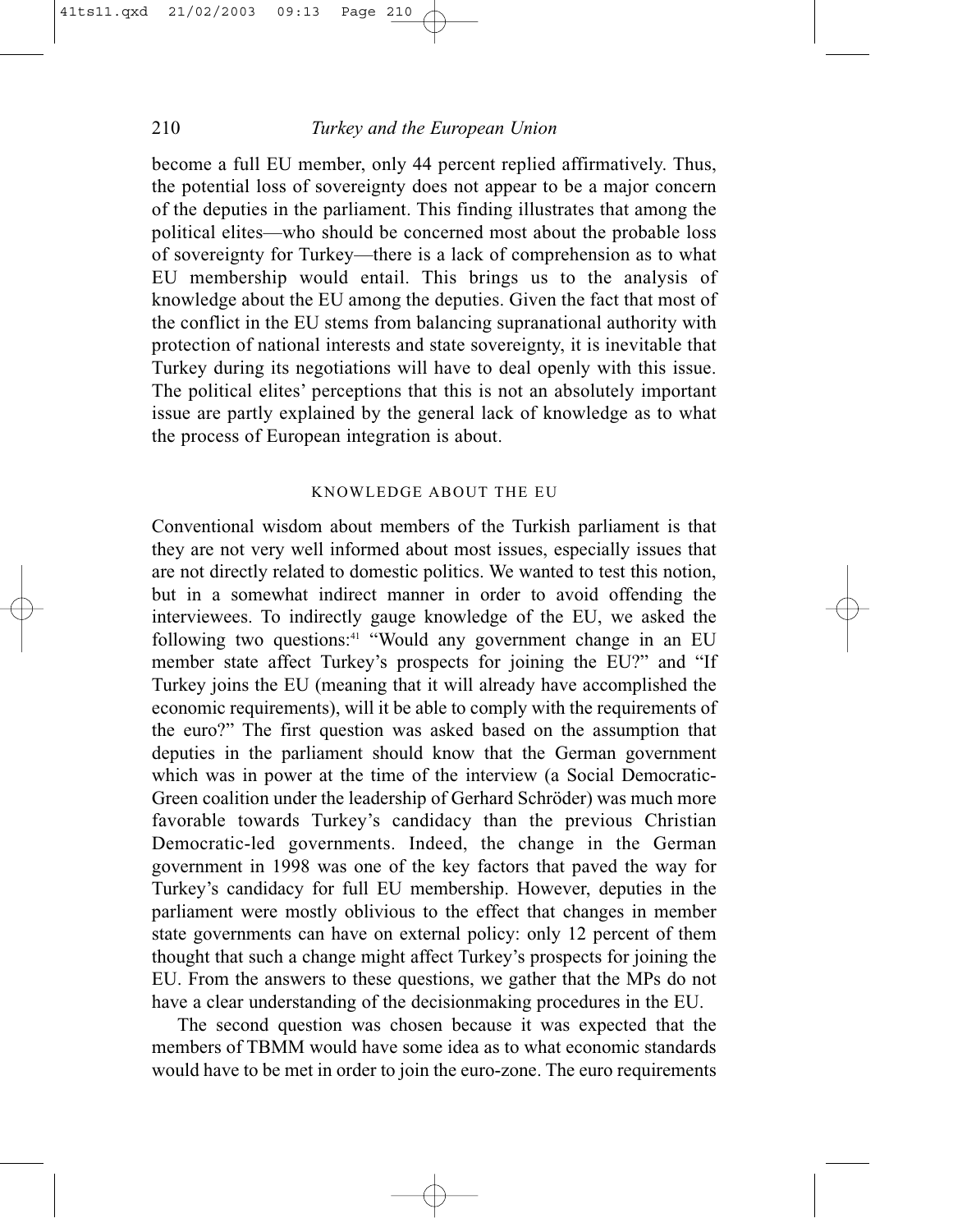become a full EU member, only 44 percent replied affirmatively. Thus, the potential loss of sovereignty does not appear to be a major concern of the deputies in the parliament. This finding illustrates that among the political elites—who should be concerned most about the probable loss of sovereignty for Turkey—there is a lack of comprehension as to what EU membership would entail. This brings us to the analysis of knowledge about the EU among the deputies. Given the fact that most of the conflict in the EU stems from balancing supranational authority with protection of national interests and state sovereignty, it is inevitable that Turkey during its negotiations will have to deal openly with this issue. The political elites' perceptions that this is not an absolutely important issue are partly explained by the general lack of knowledge as to what the process of European integration is about.

## KNOWLEDGE ABOUT THE EU

Conventional wisdom about members of the Turkish parliament is that they are not very well informed about most issues, especially issues that are not directly related to domestic politics. We wanted to test this notion, but in a somewhat indirect manner in order to avoid offending the interviewees. To indirectly gauge knowledge of the EU, we asked the following two questions:[41] "Would any government change in an EU member state affect Turkey's prospects for joining the EU?" and "If Turkey joins the EU (meaning that it will already have accomplished the economic requirements), will it be able to comply with the requirements of the euro?" The first question was asked based on the assumption that deputies in the parliament should know that the German government which was in power at the time of the interview (a Social Democratic-Green coalition under the leadership of Gerhard Schröder) was much more favorable towards Turkey's candidacy than the previous Christian Democratic-led governments. Indeed, the change in the German government in 1998 was one of the key factors that paved the way for Turkey's candidacy for full EU membership. However, deputies in the parliament were mostly oblivious to the effect that changes in member state governments can have on external policy: only 12 percent of them thought that such a change might affect Turkey's prospects for joining the EU. From the answers to these questions, we gather that the MPs do not have a clear understanding of the decisionmaking procedures in the EU.

The second question was chosen because it was expected that the members of TBMM would have some idea as to what economic standards would have to be met in order to join the euro-zone. The euro requirements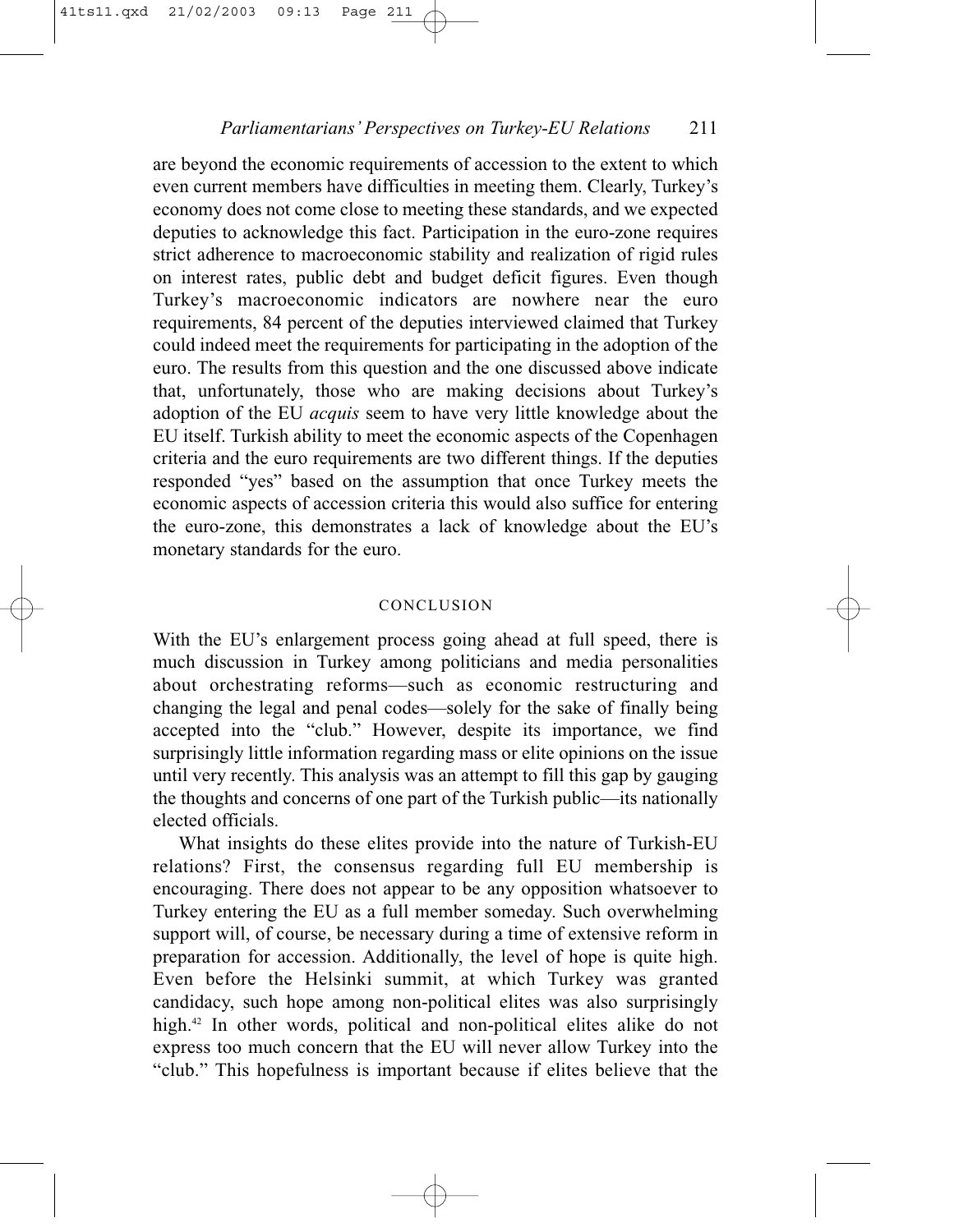are beyond the economic requirements of accession to the extent to which even current members have difficulties in meeting them. Clearly, Turkey's economy does not come close to meeting these standards, and we expected deputies to acknowledge this fact. Participation in the euro-zone requires strict adherence to macroeconomic stability and realization of rigid rules on interest rates, public debt and budget deficit figures. Even though Turkey's macroeconomic indicators are nowhere near the euro requirements, 84 percent of the deputies interviewed claimed that Turkey could indeed meet the requirements for participating in the adoption of the euro. The results from this question and the one discussed above indicate that, unfortunately, those who are making decisions about Turkey's adoption of the EU *acquis* seem to have very little knowledge about the EU itself. Turkish ability to meet the economic aspects of the Copenhagen criteria and the euro requirements are two different things. If the deputies responded "yes" based on the assumption that once Turkey meets the economic aspects of accession criteria this would also suffice for entering the euro-zone, this demonstrates a lack of knowledge about the EU's monetary standards for the euro.

## CONCLUSION

With the EU's enlargement process going ahead at full speed, there is much discussion in Turkey among politicians and media personalities about orchestrating reforms—such as economic restructuring and changing the legal and penal codes—solely for the sake of finally being accepted into the "club." However, despite its importance, we find surprisingly little information regarding mass or elite opinions on the issue until very recently. This analysis was an attempt to fill this gap by gauging the thoughts and concerns of one part of the Turkish public—its nationally elected officials.

What insights do these elites provide into the nature of Turkish-EU relations? First, the consensus regarding full EU membership is encouraging. There does not appear to be any opposition whatsoever to Turkey entering the EU as a full member someday. Such overwhelming support will, of course, be necessary during a time of extensive reform in preparation for accession. Additionally, the level of hope is quite high. Even before the Helsinki summit, at which Turkey was granted candidacy, such hope among non-political elites was also surprisingly high.[42] In other words, political and non-political elites alike do not express too much concern that the EU will never allow Turkey into the "club." This hopefulness is important because if elites believe that the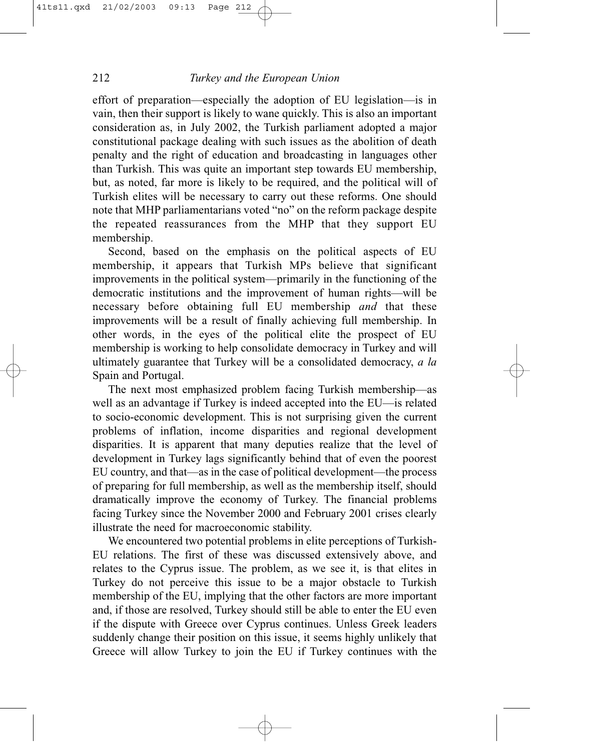effort of preparation—especially the adoption of EU legislation—is in vain, then their support is likely to wane quickly. This is also an important consideration as, in July 2002, the Turkish parliament adopted a major constitutional package dealing with such issues as the abolition of death penalty and the right of education and broadcasting in languages other than Turkish. This was quite an important step towards EU membership, but, as noted, far more is likely to be required, and the political will of Turkish elites will be necessary to carry out these reforms. One should note that MHP parliamentarians voted "no" on the reform package despite the repeated reassurances from the MHP that they support EU membership.

Second, based on the emphasis on the political aspects of EU membership, it appears that Turkish MPs believe that significant improvements in the political system—primarily in the functioning of the democratic institutions and the improvement of human rights—will be necessary before obtaining full EU membership *and* that these improvements will be a result of finally achieving full membership. In other words, in the eyes of the political elite the prospect of EU membership is working to help consolidate democracy in Turkey and will ultimately guarantee that Turkey will be a consolidated democracy, *a la* Spain and Portugal.

The next most emphasized problem facing Turkish membership—as well as an advantage if Turkey is indeed accepted into the EU—is related to socio-economic development. This is not surprising given the current problems of inflation, income disparities and regional development disparities. It is apparent that many deputies realize that the level of development in Turkey lags significantly behind that of even the poorest EU country, and that—as in the case of political development—the process of preparing for full membership, as well as the membership itself, should dramatically improve the economy of Turkey. The financial problems facing Turkey since the November 2000 and February 2001 crises clearly illustrate the need for macroeconomic stability.

We encountered two potential problems in elite perceptions of Turkish-EU relations. The first of these was discussed extensively above, and relates to the Cyprus issue. The problem, as we see it, is that elites in Turkey do not perceive this issue to be a major obstacle to Turkish membership of the EU, implying that the other factors are more important and, if those are resolved, Turkey should still be able to enter the EU even if the dispute with Greece over Cyprus continues. Unless Greek leaders suddenly change their position on this issue, it seems highly unlikely that Greece will allow Turkey to join the EU if Turkey continues with the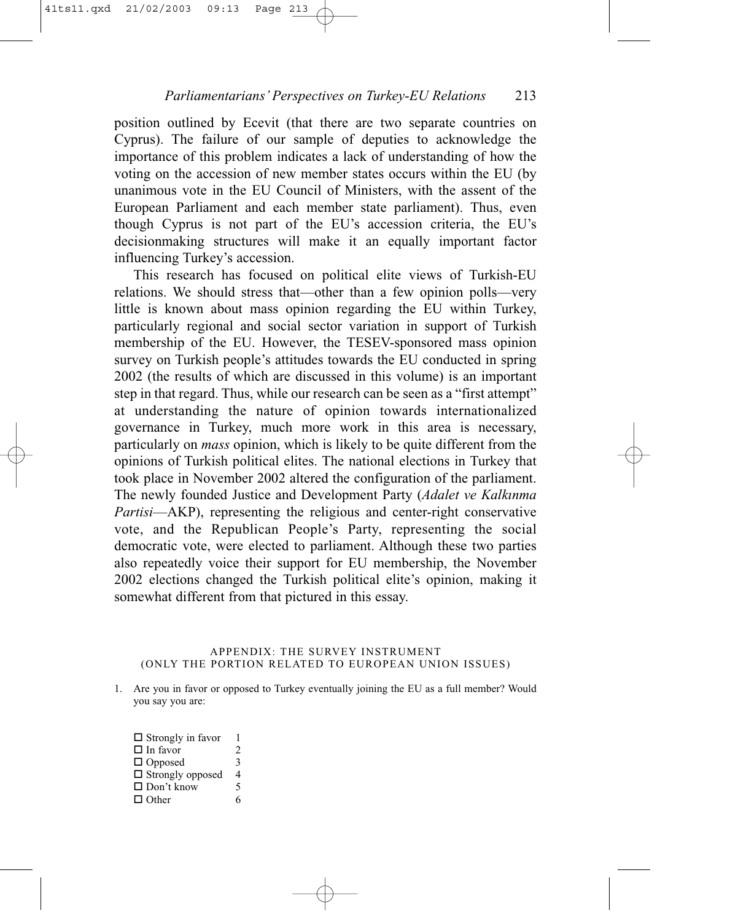position outlined by Ecevit (that there are two separate countries on Cyprus). The failure of our sample of deputies to acknowledge the importance of this problem indicates a lack of understanding of how the voting on the accession of new member states occurs within the EU (by unanimous vote in the EU Council of Ministers, with the assent of the European Parliament and each member state parliament). Thus, even though Cyprus is not part of the EU's accession criteria, the EU's decisionmaking structures will make it an equally important factor influencing Turkey's accession.

This research has focused on political elite views of Turkish-EU relations. We should stress that—other than a few opinion polls—very little is known about mass opinion regarding the EU within Turkey, particularly regional and social sector variation in support of Turkish membership of the EU. However, the TESEV-sponsored mass opinion survey on Turkish people's attitudes towards the EU conducted in spring 2002 (the results of which are discussed in this volume) is an important step in that regard. Thus, while our research can be seen as a "first attempt" at understanding the nature of opinion towards internationalized governance in Turkey, much more work in this area is necessary, particularly on *mass* opinion, which is likely to be quite different from the opinions of Turkish political elites. The national elections in Turkey that took place in November 2002 altered the configuration of the parliament. The newly founded Justice and Development Party (*Adalet ve Kalkınma Partisi*—AKP), representing the religious and center-right conservative vote, and the Republican People's Party, representing the social democratic vote, were elected to parliament. Although these two parties also repeatedly voice their support for EU membership, the November 2002 elections changed the Turkish political elite's opinion, making it somewhat different from that pictured in this essay.

## APPENDIX: THE SURVEY INSTRUMENT (ONLY THE PORTION RELATED TO EUROPEAN UNION ISSUES)

1. Are you in favor or opposed to Turkey eventually joining the EU as a full member? Would you say you are:

   - ☐ Strongly in favor 1
   - ☐ In favor 2
   - ☐ Opposed 3
   - ☐ Strongly opposed 4
   - ☐ Don't know 5
   - ☐ Other 6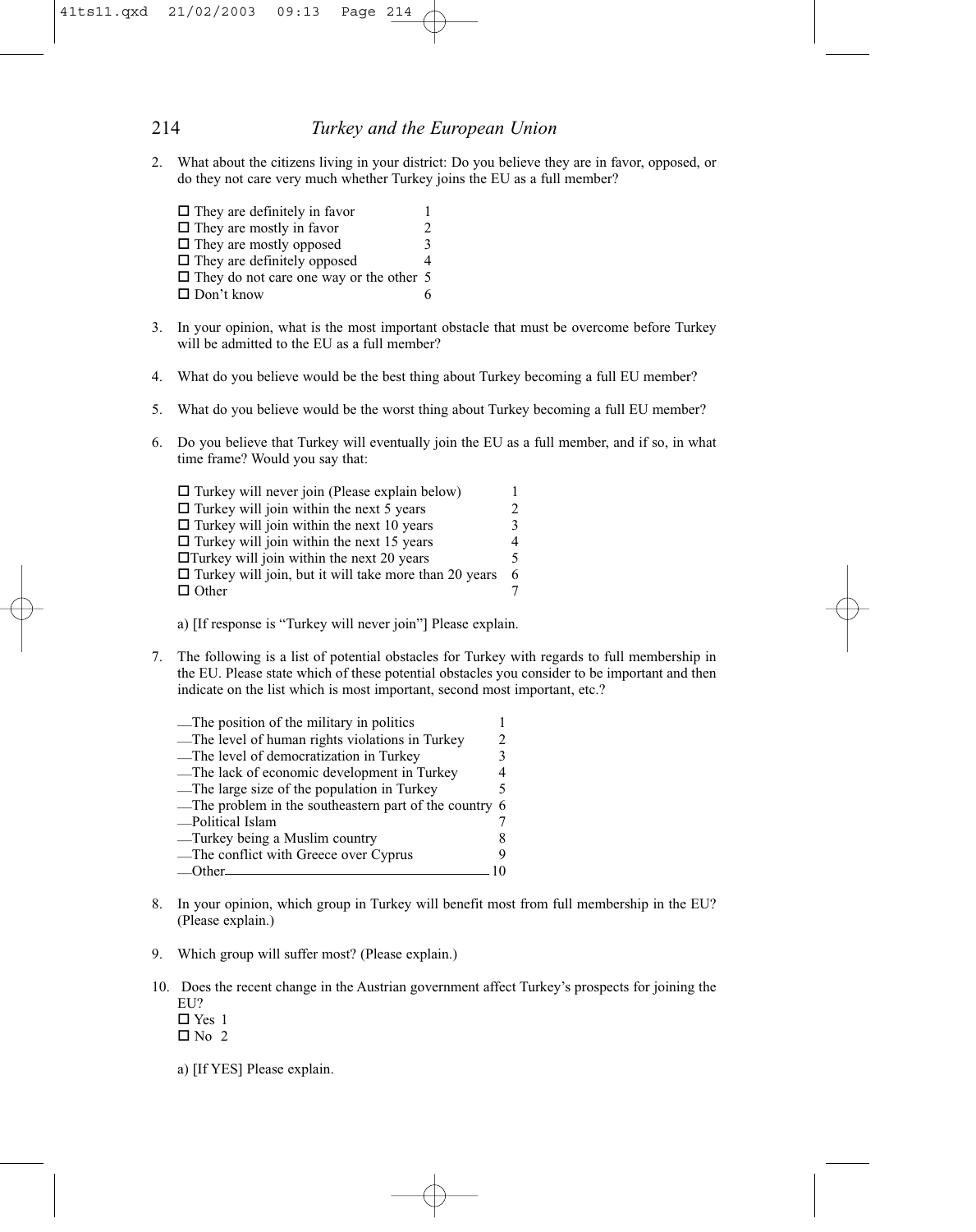2. What about the citizens living in your district: Do you believe they are in favor, opposed, or do they not care very much whether Turkey joins the EU as a full member?

   - ☐ They are definitely in favor 1
   - ☐ They are mostly in favor 2
   - ☐ They are mostly opposed 3
   - ☐ They are definitely opposed 4
   - ☐ They do not care one way or the other 5
   - ☐ Don't know 6

3. In your opinion, what is the most important obstacle that must be overcome before Turkey will be admitted to the EU as a full member?

4. What do you believe would be the best thing about Turkey becoming a full EU member?

5. What do you believe would be the worst thing about Turkey becoming a full EU member?

6. Do you believe that Turkey will eventually join the EU as a full member, and if so, in what time frame? Would you say that:

   - ☐ Turkey will never join (Please explain below) 1
   - ☐ Turkey will join within the next 5 years 2
   - ☐ Turkey will join within the next 10 years 3
   - ☐ Turkey will join within the next 15 years 4
   - ☐ Turkey will join within the next 20 years 5
   - ☐ Turkey will join, but it will take more than 20 years 6
   - ☐ Other 7

   a) [If response is "Turkey will never join"] Please explain.

7. The following is a list of potential obstacles for Turkey with regards to full membership in the EU. Please state which of these potential obstacles you consider to be important and then indicate on the list which is most important, second most important, etc.?

   - __The position of the military in politics 1
   - __The level of human rights violations in Turkey 2
   - __The level of democratization in Turkey 3
   - __The lack of economic development in Turkey 4
   - __The large size of the population in Turkey 5
   - __The problem in the southeastern part of the country 6
   - __Political Islam 7
   - __Turkey being a Muslim country 8
   - __The conflict with Greece over Cyprus 9
   - __Other______________________________ 10

8. In your opinion, which group in Turkey will benefit most from full membership in the EU? (Please explain.)

9. Which group will suffer most? (Please explain.)

10. Does the recent change in the Austrian government affect Turkey's prospects for joining the EU?

    - ☐ Yes 1
    - ☐ No 2

    a) [If YES] Please explain.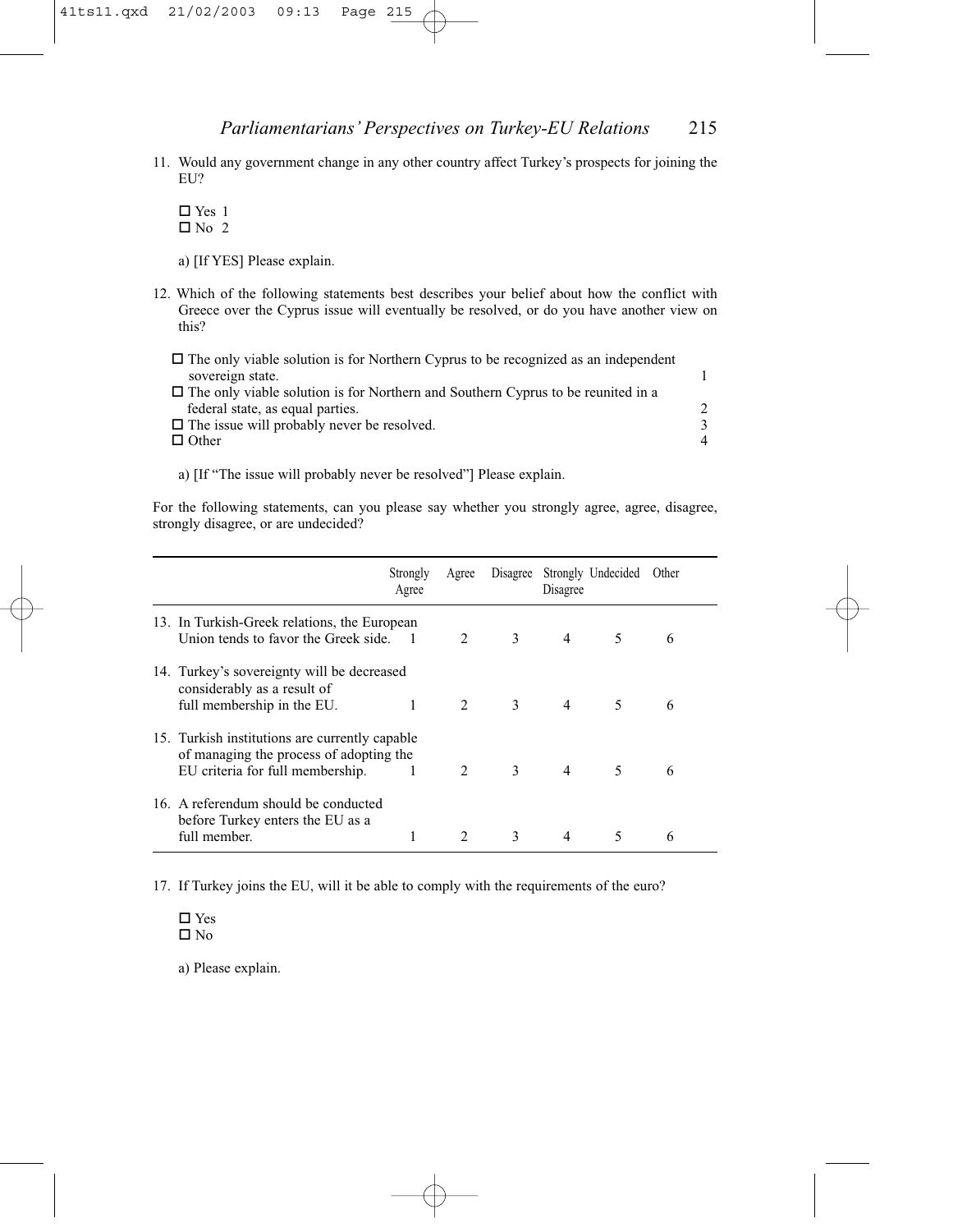11. Would any government change in any other country affect Turkey's prospects for joining the EU?

 ☐ Yes 1
 ☐ No 2

 a) [If YES] Please explain.

12. Which of the following statements best describes your belief about how the conflict with Greece over the Cyprus issue will eventually be resolved, or do you have another view on this?

| | |
|---|---|
| ☐ The only viable solution is for Northern Cyprus to be recognized as an independent sovereign state. | 1 |
| ☐ The only viable solution is for Northern and Southern Cyprus to be reunited in a federal state, as equal parties. | 2 |
| ☐ The issue will probably never be resolved. | 3 |
| ☐ Other | 4 |

 a) [If "The issue will probably never be resolved"] Please explain.

For the following statements, can you please say whether you strongly agree, agree, disagree, strongly disagree, or are undecided?

| | Strongly Agree | Agree | Disagree | Strongly Disagree | Undecided | Other |
|---|---|---|---|---|---|---|
| 13. In Turkish-Greek relations, the European Union tends to favor the Greek side. | 1 | 2 | 3 | 4 | 5 | 6 |
| 14. Turkey's sovereignty will be decreased considerably as a result of full membership in the EU. | 1 | 2 | 3 | 4 | 5 | 6 |
| 15. Turkish institutions are currently capable of managing the process of adopting the EU criteria for full membership. | 1 | 2 | 3 | 4 | 5 | 6 |
| 16. A referendum should be conducted before Turkey enters the EU as a full member. | 1 | 2 | 3 | 4 | 5 | 6 |

17. If Turkey joins the EU, will it be able to comply with the requirements of the euro?

 ☐ Yes
 ☐ No

 a) Please explain.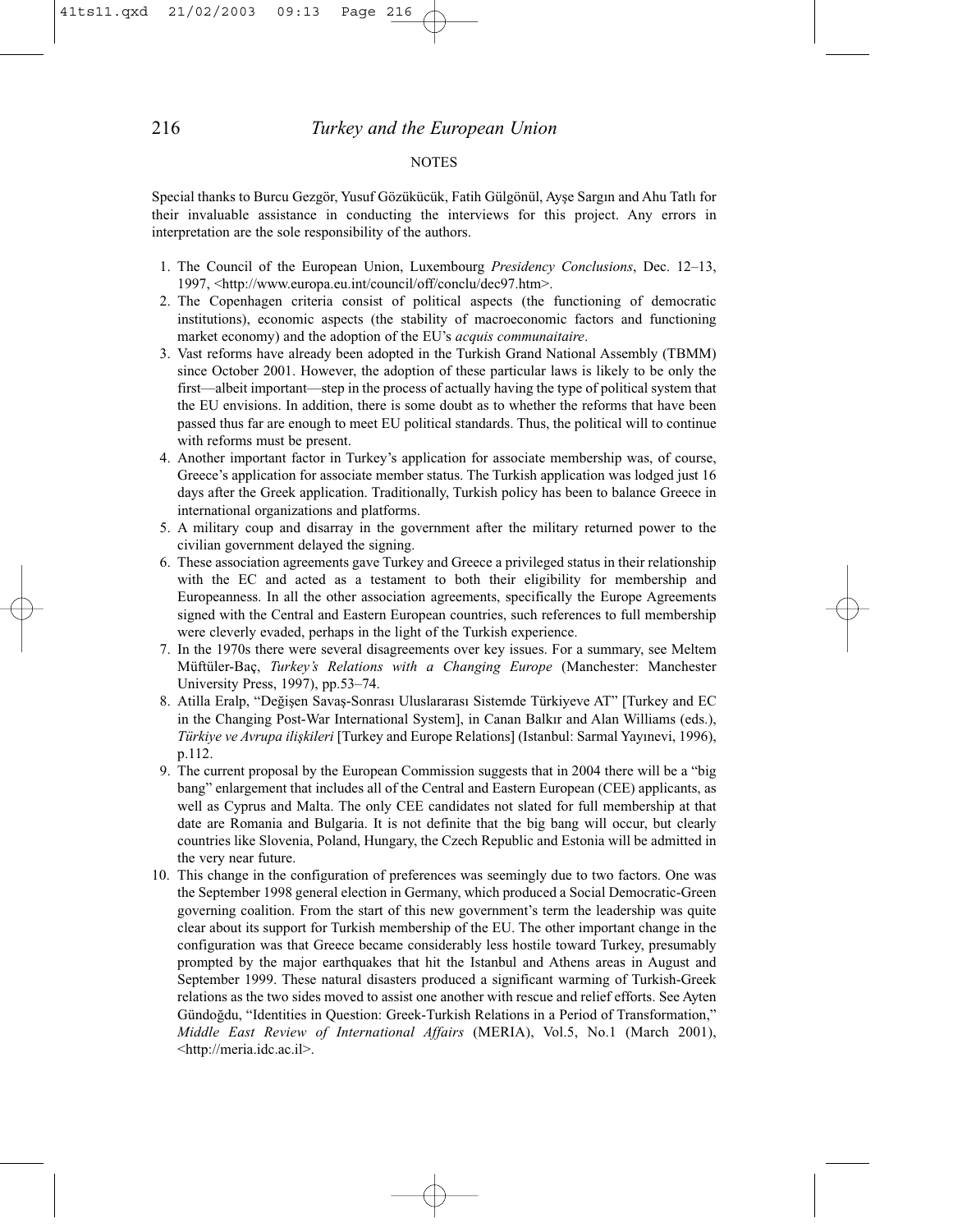## NOTES

Special thanks to Burcu Gezgör, Yusuf Gözükücük, Fatih Gülgönül, Ayşe Sargın and Ahu Tatlı for their invaluable assistance in conducting the interviews for this project. Any errors in interpretation are the sole responsibility of the authors.

1. The Council of the European Union, Luxembourg *Presidency Conclusions*, Dec. 12–13, 1997, <http://www.europa.eu.int/council/off/conclu/dec97.htm>.
2. The Copenhagen criteria consist of political aspects (the functioning of democratic institutions), economic aspects (the stability of macroeconomic factors and functioning market economy) and the adoption of the EU's *acquis communautaire*.
3. Vast reforms have already been adopted in the Turkish Grand National Assembly (TBMM) since October 2001. However, the adoption of these particular laws is likely to be only the first—albeit important—step in the process of actually having the type of political system that the EU envisions. In addition, there is some doubt as to whether the reforms that have been passed thus far are enough to meet EU political standards. Thus, the political will to continue with reforms must be present.
4. Another important factor in Turkey's application for associate membership was, of course, Greece's application for associate member status. The Turkish application was lodged just 16 days after the Greek application. Traditionally, Turkish policy has been to balance Greece in international organizations and platforms.
5. A military coup and disarray in the government after the military returned power to the civilian government delayed the signing.
6. These association agreements gave Turkey and Greece a privileged status in their relationship with the EC and acted as a testament to both their eligibility for membership and Europeanness. In all the other association agreements, specifically the Europe Agreements signed with the Central and Eastern European countries, such references to full membership were cleverly evaded, perhaps in the light of the Turkish experience.
7. In the 1970s there were several disagreements over key issues. For a summary, see Meltem Müftüler-Baç, *Turkey's Relations with a Changing Europe* (Manchester: Manchester University Press, 1997), pp.53–74.
8. Atilla Eralp, "Değişen Savaş-Sonrası Uluslararası Sistemde Türkiyeve AT" [Turkey and EC in the Changing Post-War International System], in Canan Balkır and Alan Williams (eds.), *Türkiye ve Avrupa ilişkileri* [Turkey and Europe Relations] (Istanbul: Sarmal Yayınevi, 1996), p.112.
9. The current proposal by the European Commission suggests that in 2004 there will be a "big bang" enlargement that includes all of the Central and Eastern European (CEE) applicants, as well as Cyprus and Malta. The only CEE candidates not slated for full membership at that date are Romania and Bulgaria. It is not definite that the big bang will occur, but clearly countries like Slovenia, Poland, Hungary, the Czech Republic and Estonia will be admitted in the very near future.
10. This change in the configuration of preferences was seemingly due to two factors. One was the September 1998 general election in Germany, which produced a Social Democratic-Green governing coalition. From the start of this new government's term the leadership was quite clear about its support for Turkish membership of the EU. The other important change in the configuration was that Greece became considerably less hostile toward Turkey, presumably prompted by the major earthquakes that hit the Istanbul and Athens areas in August and September 1999. These natural disasters produced a significant warming of Turkish-Greek relations as the two sides moved to assist one another with rescue and relief efforts. See Ayten Gündoğdu, "Identities in Question: Greek-Turkish Relations in a Period of Transformation," *Middle East Review of International Affairs* (MERIA), Vol.5, No.1 (March 2001), <http://meria.idc.ac.il>.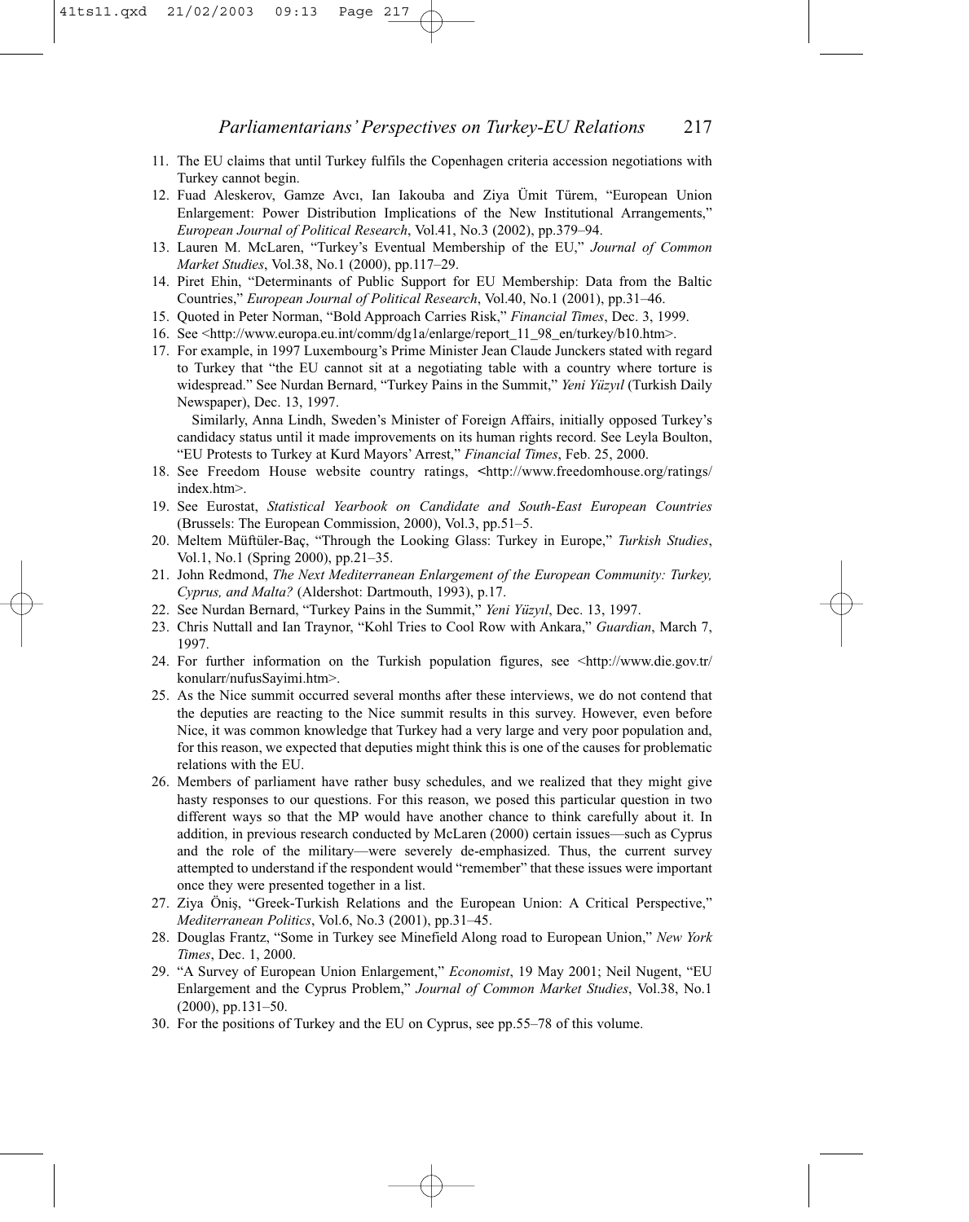11. The EU claims that until Turkey fulfils the Copenhagen criteria accession negotiations with Turkey cannot begin.
12. Fuad Aleskerov, Gamze Avcı, Ian Iakouba and Ziya Ümit Türem, "European Union Enlargement: Power Distribution Implications of the New Institutional Arrangements," *European Journal of Political Research*, Vol.41, No.3 (2002), pp.379–94.
13. Lauren M. McLaren, "Turkey's Eventual Membership of the EU," *Journal of Common Market Studies*, Vol.38, No.1 (2000), pp.117–29.
14. Piret Ehin, "Determinants of Public Support for EU Membership: Data from the Baltic Countries," *European Journal of Political Research*, Vol.40, No.1 (2001), pp.31–46.
15. Quoted in Peter Norman, "Bold Approach Carries Risk," *Financial Times*, Dec. 3, 1999.
16. See <http://www.europa.eu.int/comm/dg1a/enlarge/report_11_98_en/turkey/b10.htm>.
17. For example, in 1997 Luxembourg's Prime Minister Jean Claude Junckers stated with regard to Turkey that "the EU cannot sit at a negotiating table with a country where torture is widespread." See Nurdan Bernard, "Turkey Pains in the Summit," *Yeni Yüzyıl* (Turkish Daily Newspaper), Dec. 13, 1997.

    Similarly, Anna Lindh, Sweden's Minister of Foreign Affairs, initially opposed Turkey's candidacy status until it made improvements on its human rights record. See Leyla Boulton, "EU Protests to Turkey at Kurd Mayors' Arrest," *Financial Times*, Feb. 25, 2000.
18. See Freedom House website country ratings, <http://www.freedomhouse.org/ratings/index.htm>.
19. See Eurostat, *Statistical Yearbook on Candidate and South-East European Countries* (Brussels: The European Commission, 2000), Vol.3, pp.51–5.
20. Meltem Müftüler-Baç, "Through the Looking Glass: Turkey in Europe," *Turkish Studies*, Vol.1, No.1 (Spring 2000), pp.21–35.
21. John Redmond, *The Next Mediterranean Enlargement of the European Community: Turkey, Cyprus, and Malta?* (Aldershot: Dartmouth, 1993), p.17.
22. See Nurdan Bernard, "Turkey Pains in the Summit," *Yeni Yüzyıl*, Dec. 13, 1997.
23. Chris Nuttall and Ian Traynor, "Kohl Tries to Cool Row with Ankara," *Guardian*, March 7, 1997.
24. For further information on the Turkish population figures, see <http://www.die.gov.tr/konularr/nufusSayimi.htm>.
25. As the Nice summit occurred several months after these interviews, we do not contend that the deputies are reacting to the Nice summit results in this survey. However, even before Nice, it was common knowledge that Turkey had a very large and very poor population and, for this reason, we expected that deputies might think this is one of the causes for problematic relations with the EU.
26. Members of parliament have rather busy schedules, and we realized that they might give hasty responses to our questions. For this reason, we posed this particular question in two different ways so that the MP would have another chance to think carefully about it. In addition, in previous research conducted by McLaren (2000) certain issues—such as Cyprus and the role of the military—were severely de-emphasized. Thus, the current survey attempted to understand if the respondent would "remember" that these issues were important once they were presented together in a list.
27. Ziya Öniş, "Greek-Turkish Relations and the European Union: A Critical Perspective," *Mediterranean Politics*, Vol.6, No.3 (2001), pp.31–45.
28. Douglas Frantz, "Some in Turkey see Minefield Along road to European Union," *New York Times*, Dec. 1, 2000.
29. "A Survey of European Union Enlargement," *Economist*, 19 May 2001; Neil Nugent, "EU Enlargement and the Cyprus Problem," *Journal of Common Market Studies*, Vol.38, No.1 (2000), pp.131–50.
30. For the positions of Turkey and the EU on Cyprus, see pp.55–78 of this volume.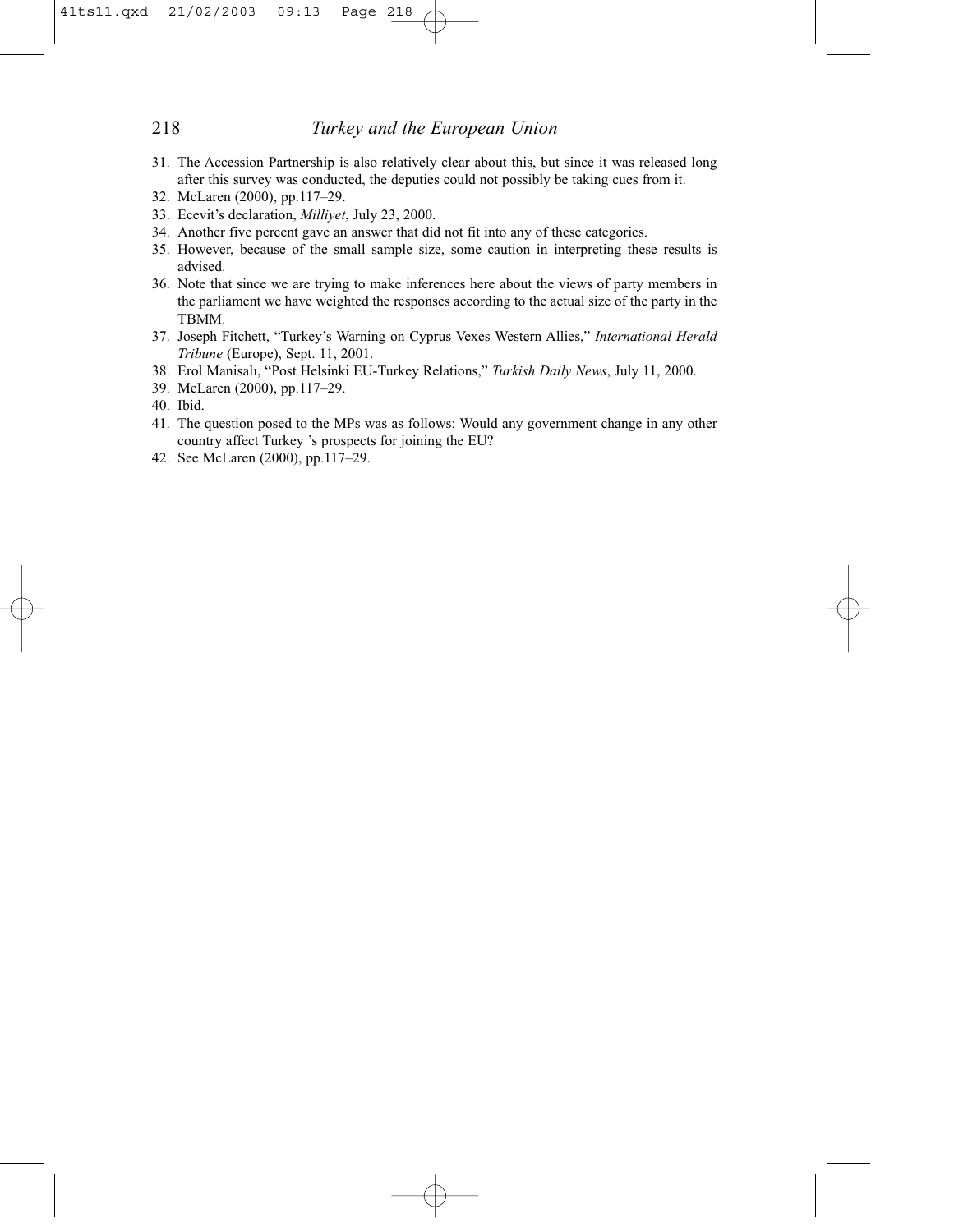31. The Accession Partnership is also relatively clear about this, but since it was released long after this survey was conducted, the deputies could not possibly be taking cues from it.
32. McLaren (2000), pp.117–29.
33. Ecevit's declaration, *Milliyet*, July 23, 2000.
34. Another five percent gave an answer that did not fit into any of these categories.
35. However, because of the small sample size, some caution in interpreting these results is advised.
36. Note that since we are trying to make inferences here about the views of party members in the parliament we have weighted the responses according to the actual size of the party in the TBMM.
37. Joseph Fitchett, "Turkey's Warning on Cyprus Vexes Western Allies," *International Herald Tribune* (Europe), Sept. 11, 2001.
38. Erol Manisalı, "Post Helsinki EU-Turkey Relations," *Turkish Daily News*, July 11, 2000.
39. McLaren (2000), pp.117–29.
40. Ibid.
41. The question posed to the MPs was as follows: Would any government change in any other country affect Turkey 's prospects for joining the EU?
42. See McLaren (2000), pp.117–29.